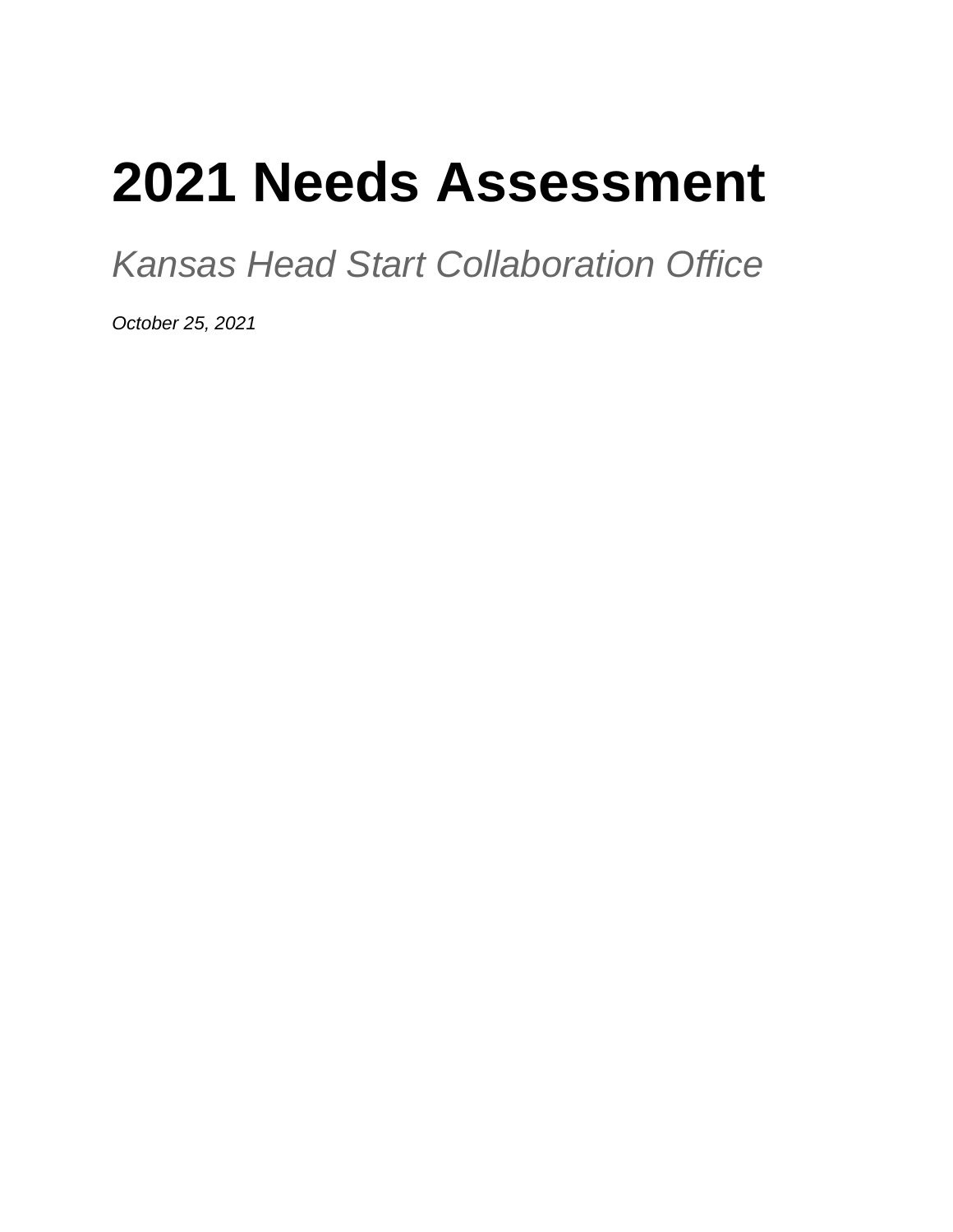# 2021 Needs Assessment

*Kansas Head Start Collaboration Office*

*October 25, 2021*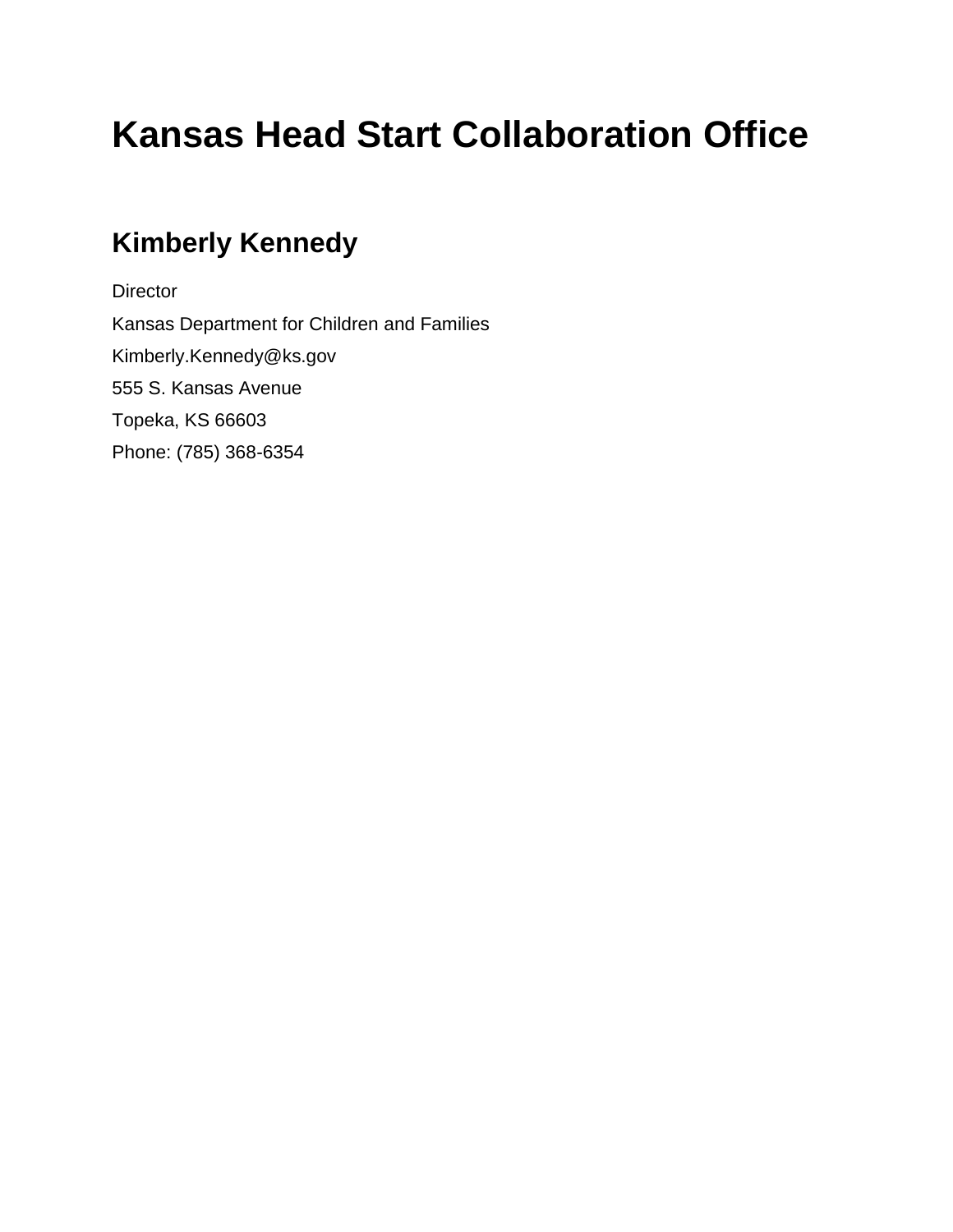# Kansas Head Start Collaboration Office

## Kimberly Kennedy

Director

Kansas Department for Children and Families

Kimberly.Kennedy@ks.gov

555 S. Kansas Avenue

Topeka, KS 66603

Phone: (785) 368-6354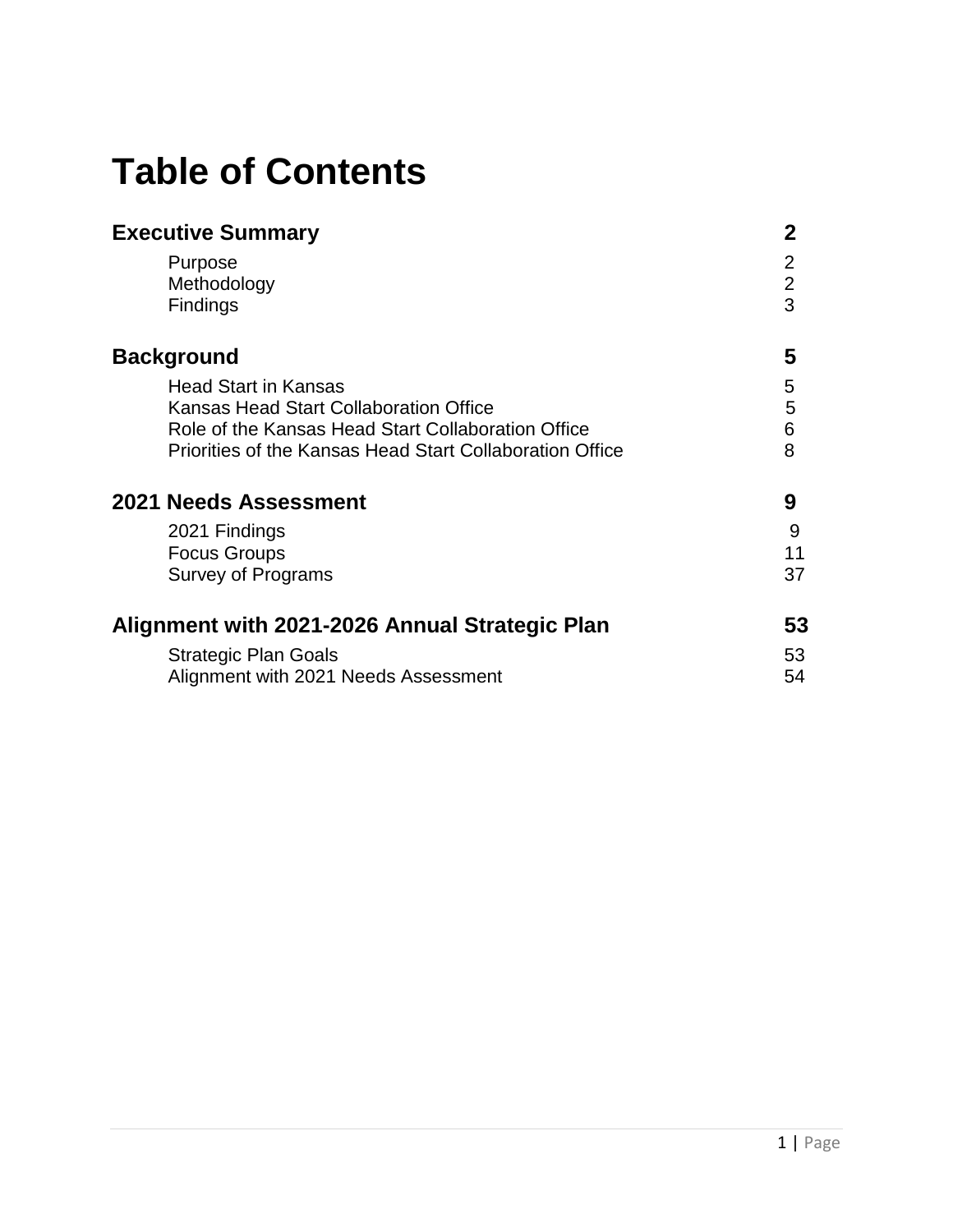# Table of Contents

| | |
|---|---|
| **Executive Summary** | **2** |
| Purpose | 2 |
| Methodology | 2 |
| Findings | 3 |
| **Background** | **5** |
| Head Start in Kansas | 5 |
| Kansas Head Start Collaboration Office | 5 |
| Role of the Kansas Head Start Collaboration Office | 6 |
| Priorities of the Kansas Head Start Collaboration Office | 8 |
| **2021 Needs Assessment** | **9** |
| 2021 Findings | 9 |
| Focus Groups | 11 |
| Survey of Programs | 37 |
| **Alignment with 2021-2026 Annual Strategic Plan** | **53** |
| Strategic Plan Goals | 53 |
| Alignment with 2021 Needs Assessment | 54 |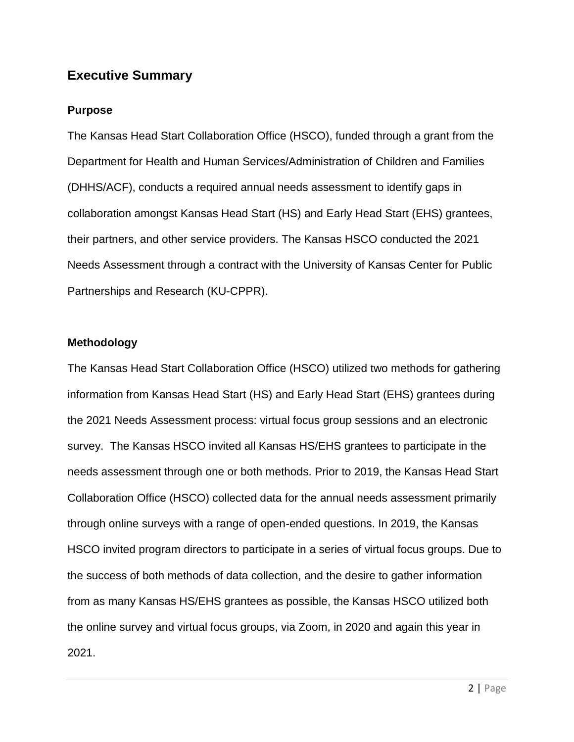## Executive Summary

### Purpose

The Kansas Head Start Collaboration Office (HSCO), funded through a grant from the Department for Health and Human Services/Administration of Children and Families (DHHS/ACF), conducts a required annual needs assessment to identify gaps in collaboration amongst Kansas Head Start (HS) and Early Head Start (EHS) grantees, their partners, and other service providers. The Kansas HSCO conducted the 2021 Needs Assessment through a contract with the University of Kansas Center for Public Partnerships and Research (KU-CPPR).

### Methodology

The Kansas Head Start Collaboration Office (HSCO) utilized two methods for gathering information from Kansas Head Start (HS) and Early Head Start (EHS) grantees during the 2021 Needs Assessment process: virtual focus group sessions and an electronic survey. The Kansas HSCO invited all Kansas HS/EHS grantees to participate in the needs assessment through one or both methods. Prior to 2019, the Kansas Head Start Collaboration Office (HSCO) collected data for the annual needs assessment primarily through online surveys with a range of open-ended questions. In 2019, the Kansas HSCO invited program directors to participate in a series of virtual focus groups. Due to the success of both methods of data collection, and the desire to gather information from as many Kansas HS/EHS grantees as possible, the Kansas HSCO utilized both the online survey and virtual focus groups, via Zoom, in 2020 and again this year in 2021.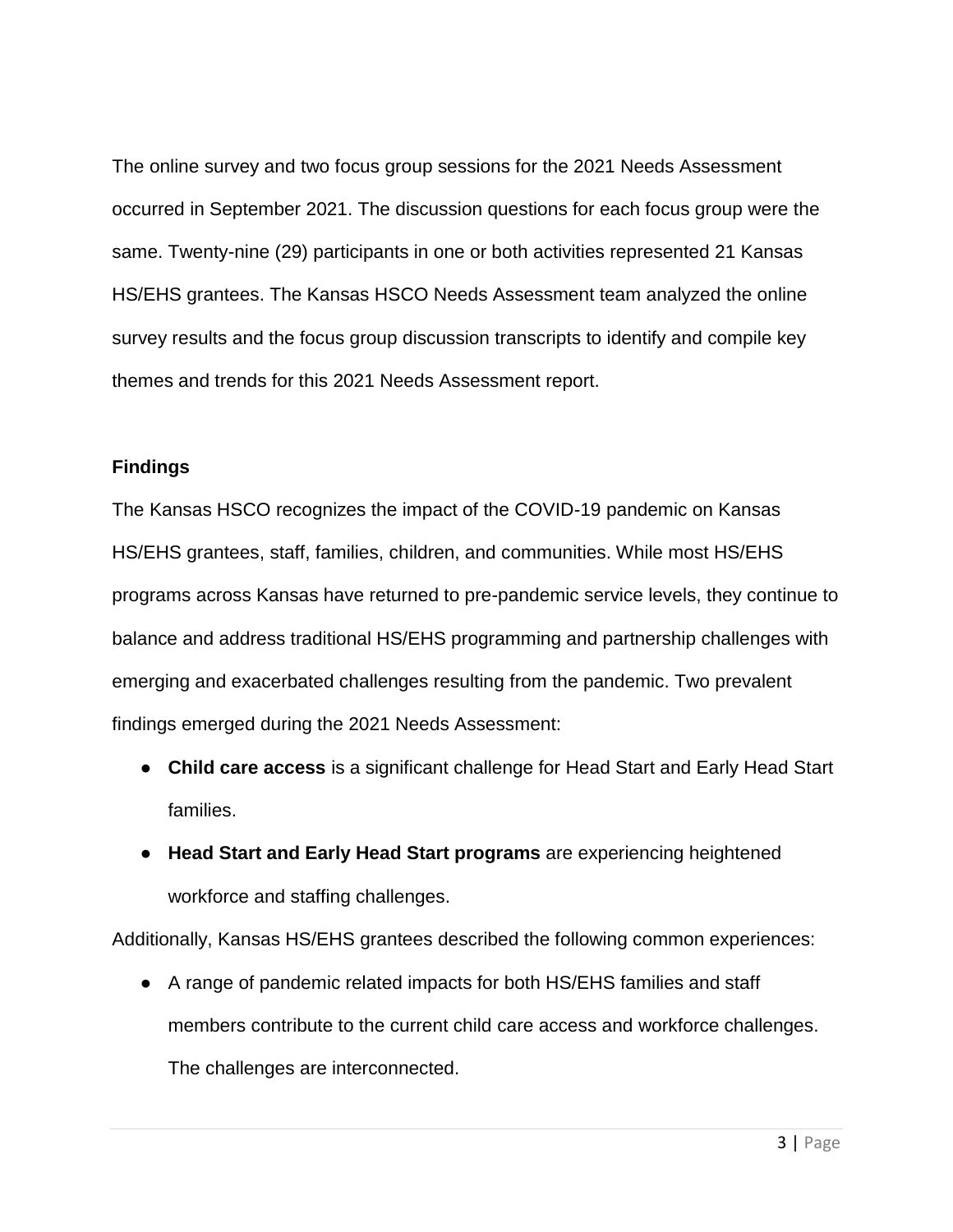The online survey and two focus group sessions for the 2021 Needs Assessment occurred in September 2021. The discussion questions for each focus group were the same. Twenty-nine (29) participants in one or both activities represented 21 Kansas HS/EHS grantees. The Kansas HSCO Needs Assessment team analyzed the online survey results and the focus group discussion transcripts to identify and compile key themes and trends for this 2021 Needs Assessment report.

**Findings**

The Kansas HSCO recognizes the impact of the COVID-19 pandemic on Kansas HS/EHS grantees, staff, families, children, and communities. While most HS/EHS programs across Kansas have returned to pre-pandemic service levels, they continue to balance and address traditional HS/EHS programming and partnership challenges with emerging and exacerbated challenges resulting from the pandemic. Two prevalent findings emerged during the 2021 Needs Assessment:

- **Child care access** is a significant challenge for Head Start and Early Head Start families.
- **Head Start and Early Head Start programs** are experiencing heightened workforce and staffing challenges.

Additionally, Kansas HS/EHS grantees described the following common experiences:

- A range of pandemic related impacts for both HS/EHS families and staff members contribute to the current child care access and workforce challenges. The challenges are interconnected.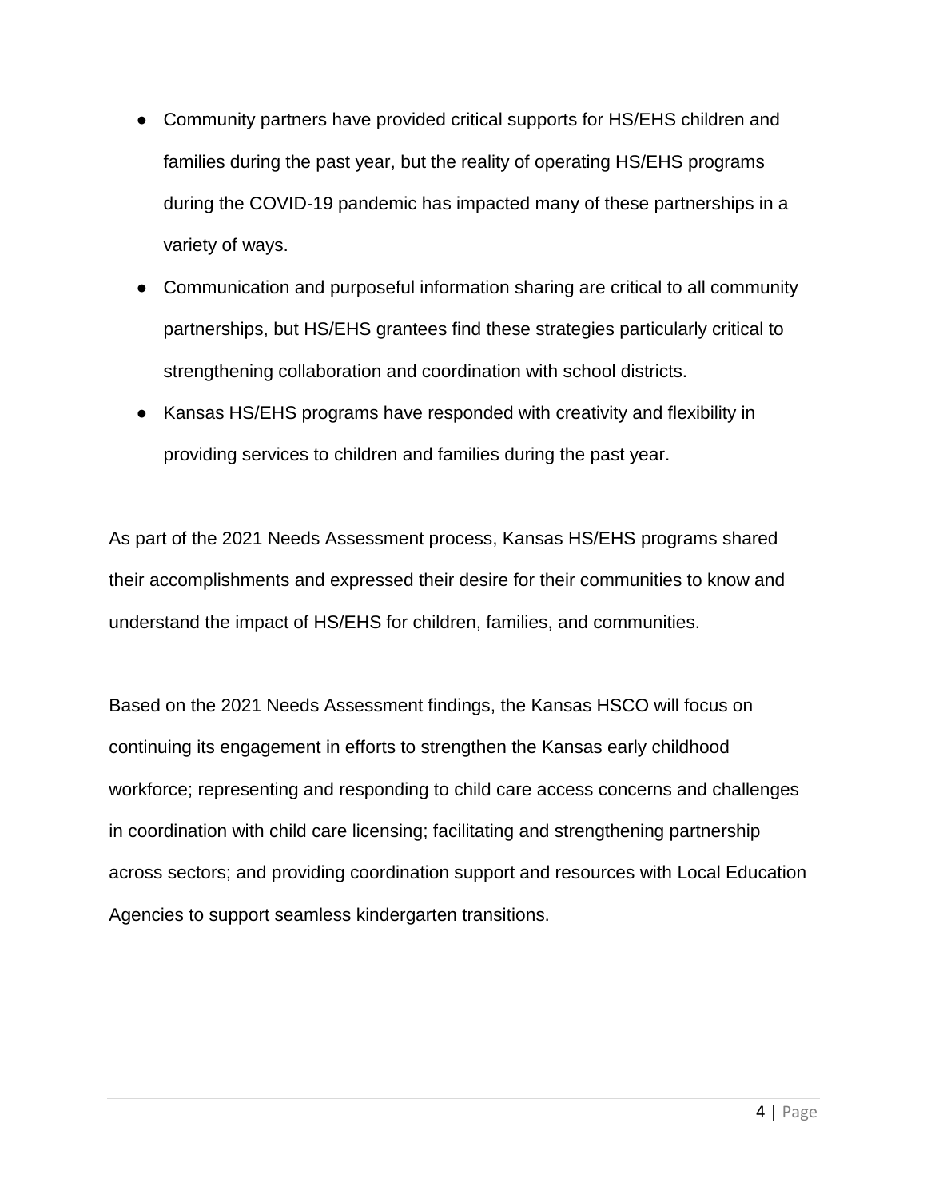- Community partners have provided critical supports for HS/EHS children and families during the past year, but the reality of operating HS/EHS programs during the COVID-19 pandemic has impacted many of these partnerships in a variety of ways.
- Communication and purposeful information sharing are critical to all community partnerships, but HS/EHS grantees find these strategies particularly critical to strengthening collaboration and coordination with school districts.
- Kansas HS/EHS programs have responded with creativity and flexibility in providing services to children and families during the past year.

As part of the 2021 Needs Assessment process, Kansas HS/EHS programs shared their accomplishments and expressed their desire for their communities to know and understand the impact of HS/EHS for children, families, and communities.

Based on the 2021 Needs Assessment findings, the Kansas HSCO will focus on continuing its engagement in efforts to strengthen the Kansas early childhood workforce; representing and responding to child care access concerns and challenges in coordination with child care licensing; facilitating and strengthening partnership across sectors; and providing coordination support and resources with Local Education Agencies to support seamless kindergarten transitions.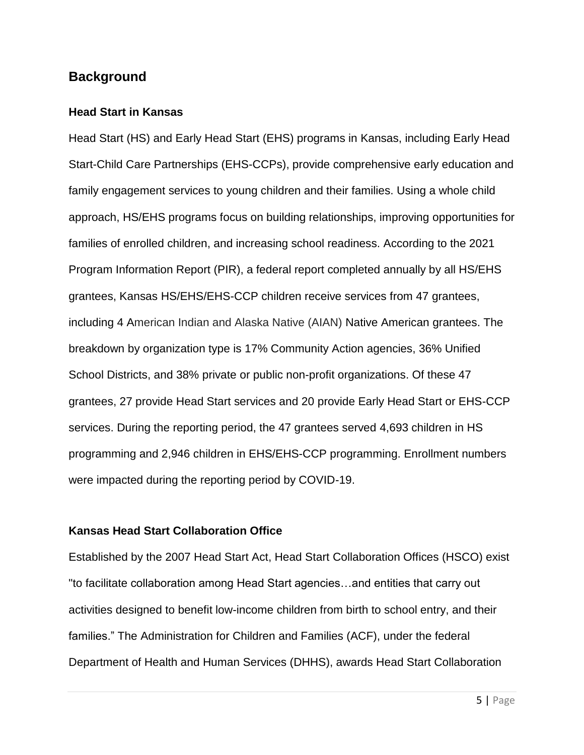## Background

### Head Start in Kansas

Head Start (HS) and Early Head Start (EHS) programs in Kansas, including Early Head Start-Child Care Partnerships (EHS-CCPs), provide comprehensive early education and family engagement services to young children and their families. Using a whole child approach, HS/EHS programs focus on building relationships, improving opportunities for families of enrolled children, and increasing school readiness. According to the 2021 Program Information Report (PIR), a federal report completed annually by all HS/EHS grantees, Kansas HS/EHS/EHS-CCP children receive services from 47 grantees, including 4 American Indian and Alaska Native (AIAN) Native American grantees. The breakdown by organization type is 17% Community Action agencies, 36% Unified School Districts, and 38% private or public non-profit organizations. Of these 47 grantees, 27 provide Head Start services and 20 provide Early Head Start or EHS-CCP services. During the reporting period, the 47 grantees served 4,693 children in HS programming and 2,946 children in EHS/EHS-CCP programming. Enrollment numbers were impacted during the reporting period by COVID-19.

### Kansas Head Start Collaboration Office

Established by the 2007 Head Start Act, Head Start Collaboration Offices (HSCO) exist "to facilitate collaboration among Head Start agencies…and entities that carry out activities designed to benefit low-income children from birth to school entry, and their families." The Administration for Children and Families (ACF), under the federal Department of Health and Human Services (DHHS), awards Head Start Collaboration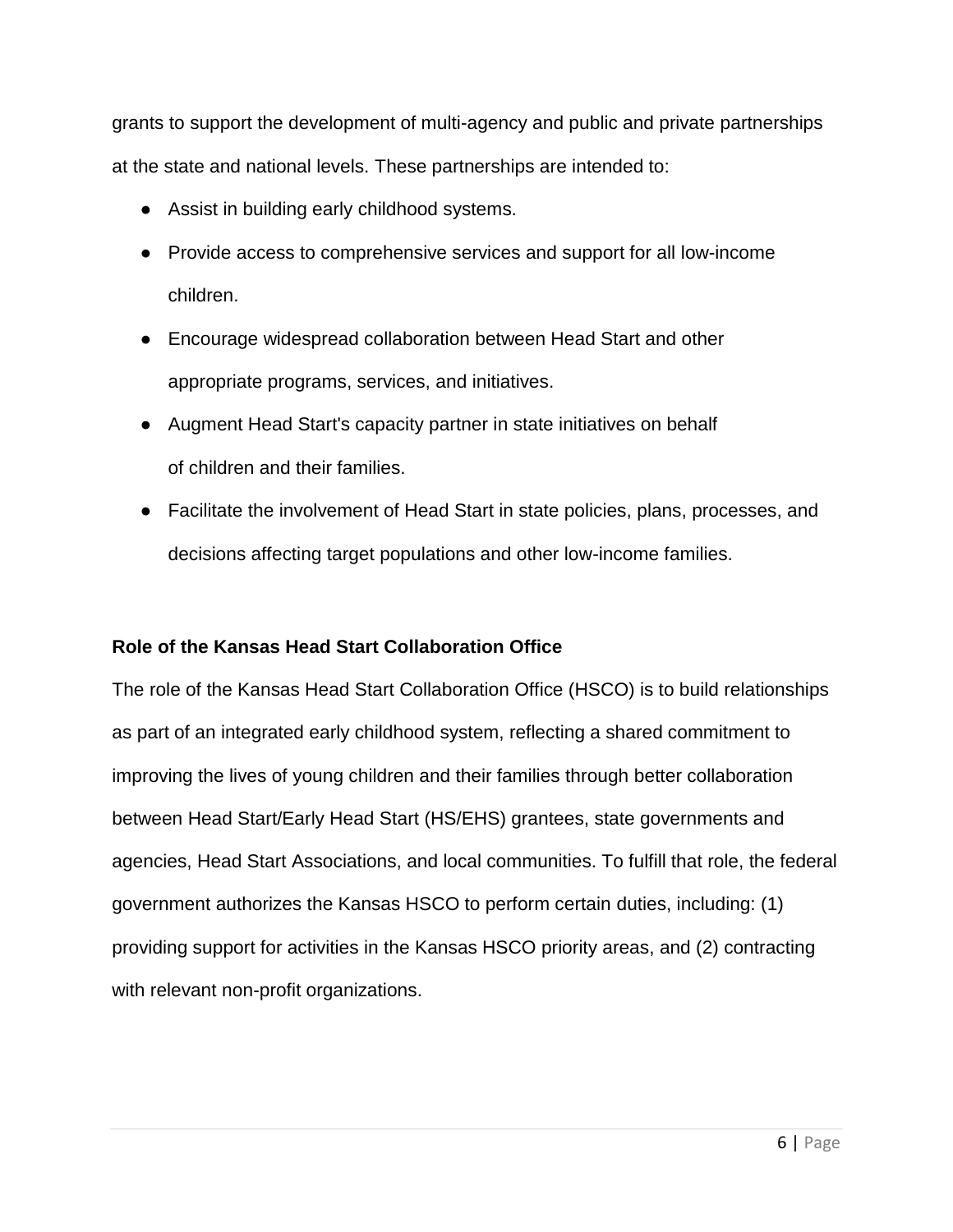grants to support the development of multi-agency and public and private partnerships at the state and national levels. These partnerships are intended to:

- Assist in building early childhood systems.
- Provide access to comprehensive services and support for all low-income children.
- Encourage widespread collaboration between Head Start and other appropriate programs, services, and initiatives.
- Augment Head Start's capacity partner in state initiatives on behalf of children and their families.
- Facilitate the involvement of Head Start in state policies, plans, processes, and decisions affecting target populations and other low-income families.

**Role of the Kansas Head Start Collaboration Office**

The role of the Kansas Head Start Collaboration Office (HSCO) is to build relationships as part of an integrated early childhood system, reflecting a shared commitment to improving the lives of young children and their families through better collaboration between Head Start/Early Head Start (HS/EHS) grantees, state governments and agencies, Head Start Associations, and local communities. To fulfill that role, the federal government authorizes the Kansas HSCO to perform certain duties, including: (1) providing support for activities in the Kansas HSCO priority areas, and (2) contracting with relevant non-profit organizations.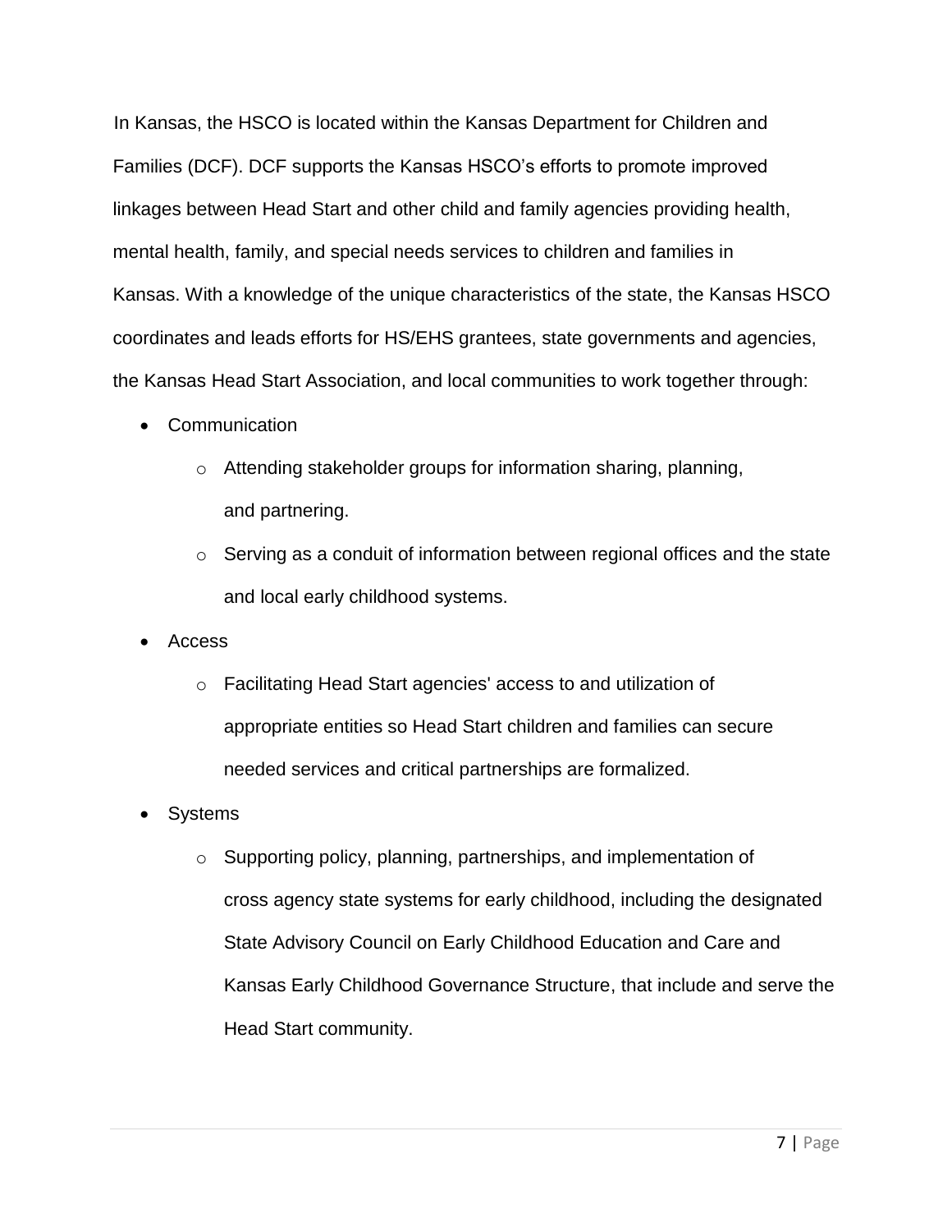In Kansas, the HSCO is located within the Kansas Department for Children and Families (DCF). DCF supports the Kansas HSCO's efforts to promote improved linkages between Head Start and other child and family agencies providing health, mental health, family, and special needs services to children and families in Kansas. With a knowledge of the unique characteristics of the state, the Kansas HSCO coordinates and leads efforts for HS/EHS grantees, state governments and agencies, the Kansas Head Start Association, and local communities to work together through:

- Communication
  - Attending stakeholder groups for information sharing, planning, and partnering.
  - Serving as a conduit of information between regional offices and the state and local early childhood systems.
- Access
  - Facilitating Head Start agencies' access to and utilization of appropriate entities so Head Start children and families can secure needed services and critical partnerships are formalized.
- Systems
  - Supporting policy, planning, partnerships, and implementation of cross agency state systems for early childhood, including the designated State Advisory Council on Early Childhood Education and Care and Kansas Early Childhood Governance Structure, that include and serve the Head Start community.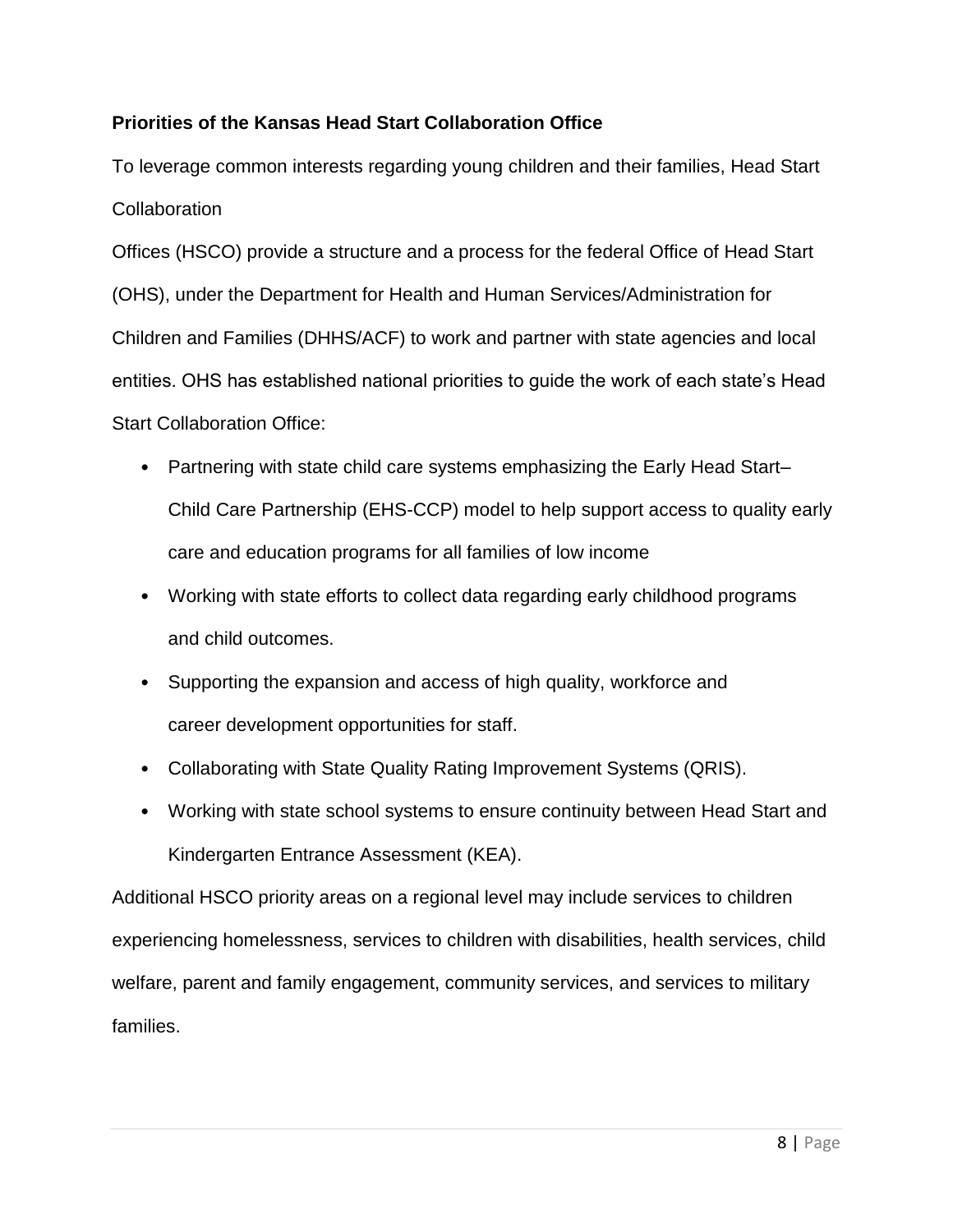**Priorities of the Kansas Head Start Collaboration Office**

To leverage common interests regarding young children and their families, Head Start Collaboration Offices (HSCO) provide a structure and a process for the federal Office of Head Start (OHS), under the Department for Health and Human Services/Administration for Children and Families (DHHS/ACF) to work and partner with state agencies and local entities. OHS has established national priorities to guide the work of each state's Head Start Collaboration Office:

- Partnering with state child care systems emphasizing the Early Head Start–Child Care Partnership (EHS-CCP) model to help support access to quality early care and education programs for all families of low income
- Working with state efforts to collect data regarding early childhood programs and child outcomes.
- Supporting the expansion and access of high quality, workforce and career development opportunities for staff.
- Collaborating with State Quality Rating Improvement Systems (QRIS).
- Working with state school systems to ensure continuity between Head Start and Kindergarten Entrance Assessment (KEA).

Additional HSCO priority areas on a regional level may include services to children experiencing homelessness, services to children with disabilities, health services, child welfare, parent and family engagement, community services, and services to military families.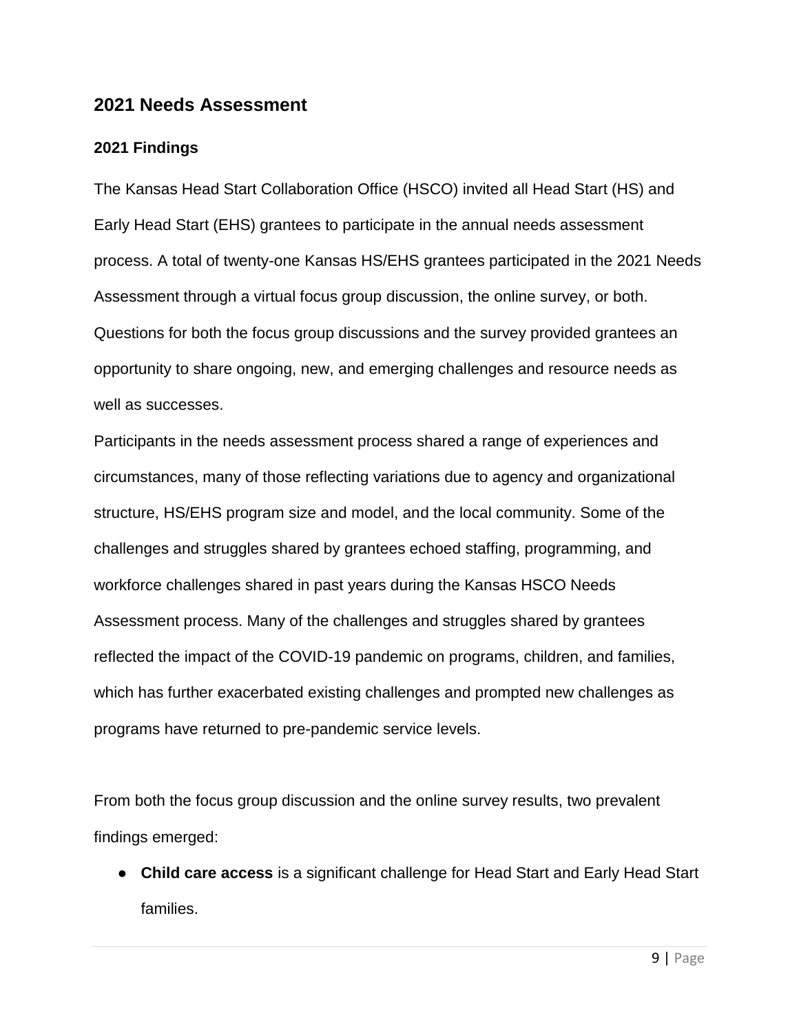## 2021 Needs Assessment

### 2021 Findings

The Kansas Head Start Collaboration Office (HSCO) invited all Head Start (HS) and Early Head Start (EHS) grantees to participate in the annual needs assessment process. A total of twenty-one Kansas HS/EHS grantees participated in the 2021 Needs Assessment through a virtual focus group discussion, the online survey, or both. Questions for both the focus group discussions and the survey provided grantees an opportunity to share ongoing, new, and emerging challenges and resource needs as well as successes.

Participants in the needs assessment process shared a range of experiences and circumstances, many of those reflecting variations due to agency and organizational structure, HS/EHS program size and model, and the local community. Some of the challenges and struggles shared by grantees echoed staffing, programming, and workforce challenges shared in past years during the Kansas HSCO Needs Assessment process. Many of the challenges and struggles shared by grantees reflected the impact of the COVID-19 pandemic on programs, children, and families, which has further exacerbated existing challenges and prompted new challenges as programs have returned to pre-pandemic service levels.

From both the focus group discussion and the online survey results, two prevalent findings emerged:

- **Child care access** is a significant challenge for Head Start and Early Head Start families.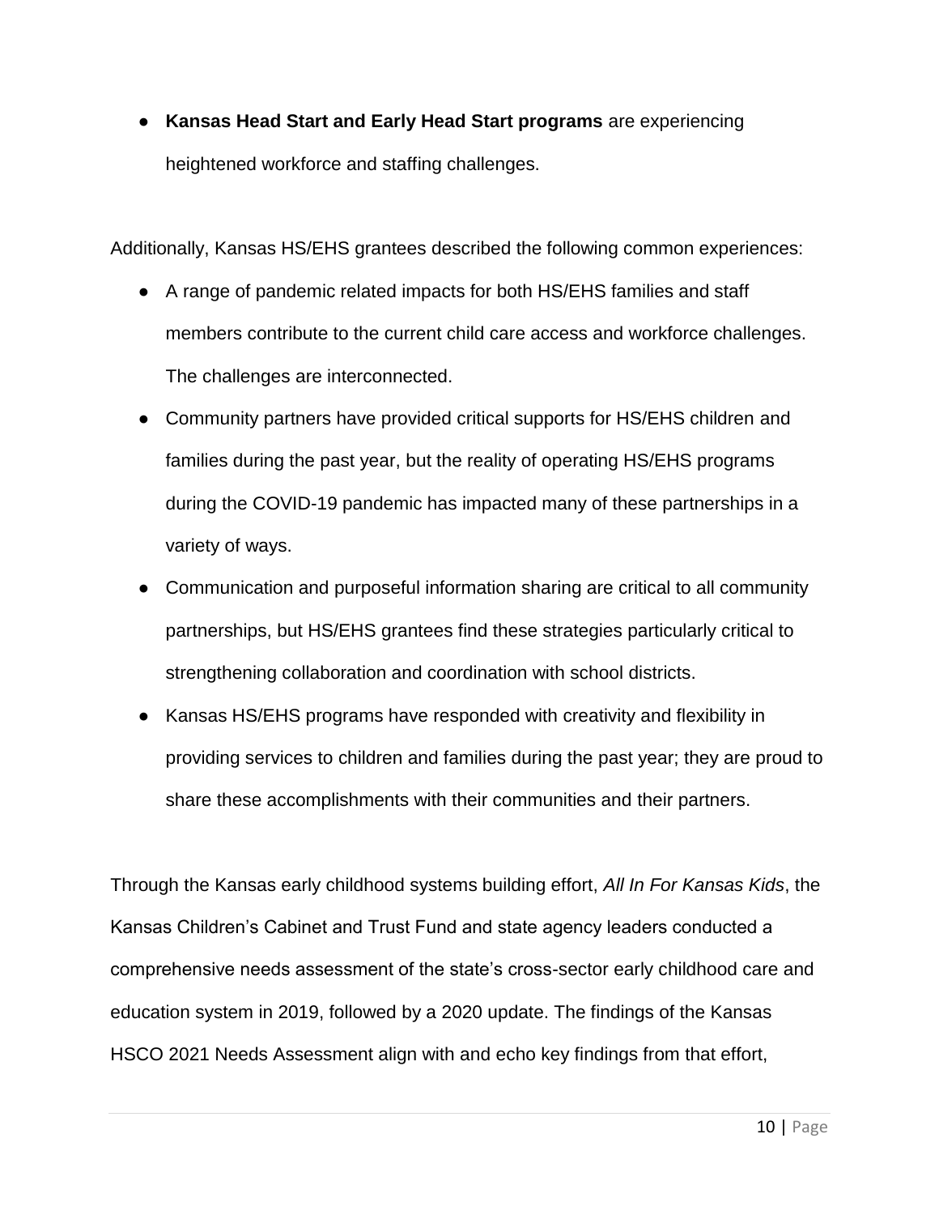- **Kansas Head Start and Early Head Start programs** are experiencing heightened workforce and staffing challenges.

Additionally, Kansas HS/EHS grantees described the following common experiences:

- A range of pandemic related impacts for both HS/EHS families and staff members contribute to the current child care access and workforce challenges. The challenges are interconnected.
- Community partners have provided critical supports for HS/EHS children and families during the past year, but the reality of operating HS/EHS programs during the COVID-19 pandemic has impacted many of these partnerships in a variety of ways.
- Communication and purposeful information sharing are critical to all community partnerships, but HS/EHS grantees find these strategies particularly critical to strengthening collaboration and coordination with school districts.
- Kansas HS/EHS programs have responded with creativity and flexibility in providing services to children and families during the past year; they are proud to share these accomplishments with their communities and their partners.

Through the Kansas early childhood systems building effort, *All In For Kansas Kids*, the Kansas Children's Cabinet and Trust Fund and state agency leaders conducted a comprehensive needs assessment of the state's cross-sector early childhood care and education system in 2019, followed by a 2020 update. The findings of the Kansas HSCO 2021 Needs Assessment align with and echo key findings from that effort,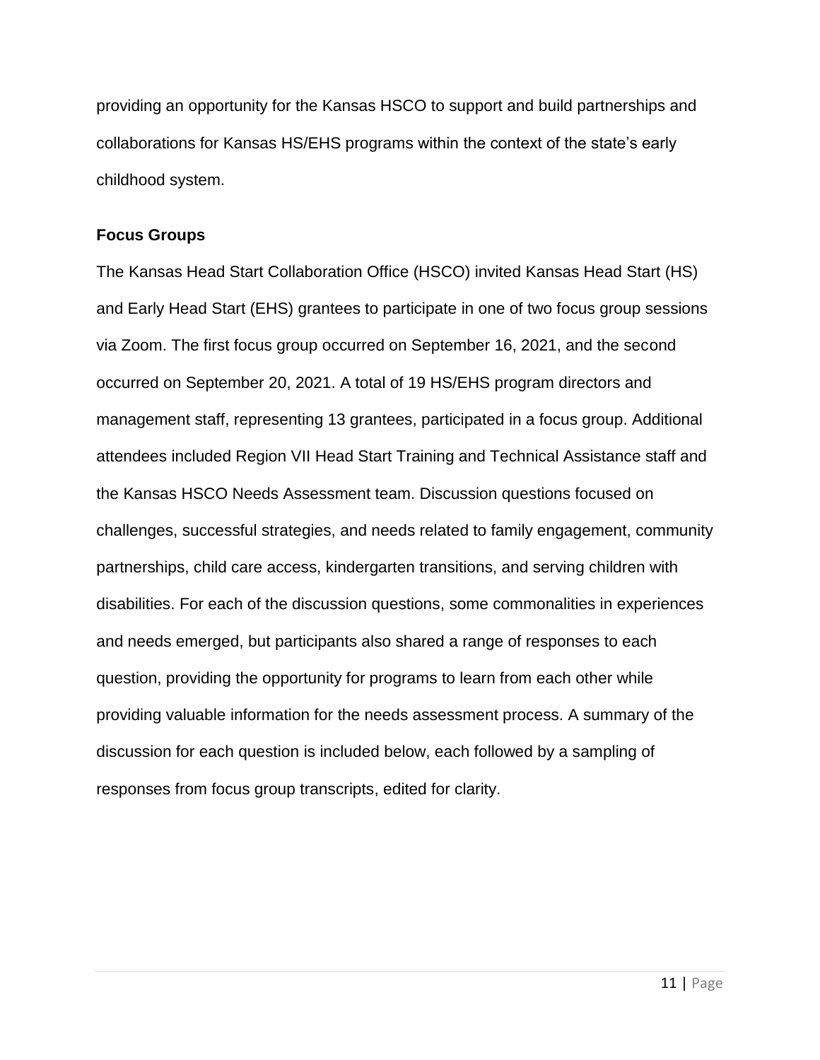providing an opportunity for the Kansas HSCO to support and build partnerships and collaborations for Kansas HS/EHS programs within the context of the state's early childhood system.

### Focus Groups

The Kansas Head Start Collaboration Office (HSCO) invited Kansas Head Start (HS) and Early Head Start (EHS) grantees to participate in one of two focus group sessions via Zoom. The first focus group occurred on September 16, 2021, and the second occurred on September 20, 2021. A total of 19 HS/EHS program directors and management staff, representing 13 grantees, participated in a focus group. Additional attendees included Region VII Head Start Training and Technical Assistance staff and the Kansas HSCO Needs Assessment team. Discussion questions focused on challenges, successful strategies, and needs related to family engagement, community partnerships, child care access, kindergarten transitions, and serving children with disabilities. For each of the discussion questions, some commonalities in experiences and needs emerged, but participants also shared a range of responses to each question, providing the opportunity for programs to learn from each other while providing valuable information for the needs assessment process. A summary of the discussion for each question is included below, each followed by a sampling of responses from focus group transcripts, edited for clarity.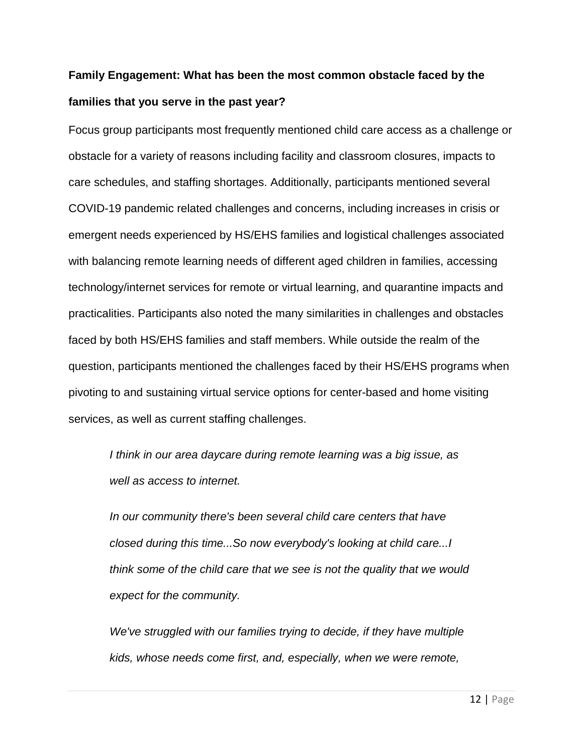**Family Engagement: What has been the most common obstacle faced by the families that you serve in the past year?**

Focus group participants most frequently mentioned child care access as a challenge or obstacle for a variety of reasons including facility and classroom closures, impacts to care schedules, and staffing shortages. Additionally, participants mentioned several COVID-19 pandemic related challenges and concerns, including increases in crisis or emergent needs experienced by HS/EHS families and logistical challenges associated with balancing remote learning needs of different aged children in families, accessing technology/internet services for remote or virtual learning, and quarantine impacts and practicalities. Participants also noted the many similarities in challenges and obstacles faced by both HS/EHS families and staff members. While outside the realm of the question, participants mentioned the challenges faced by their HS/EHS programs when pivoting to and sustaining virtual service options for center-based and home visiting services, as well as current staffing challenges.

> *I think in our area daycare during remote learning was a big issue, as well as access to internet.*
>
> *In our community there's been several child care centers that have closed during this time...So now everybody's looking at child care...I think some of the child care that we see is not the quality that we would expect for the community.*
>
> *We've struggled with our families trying to decide, if they have multiple kids, whose needs come first, and, especially, when we were remote,*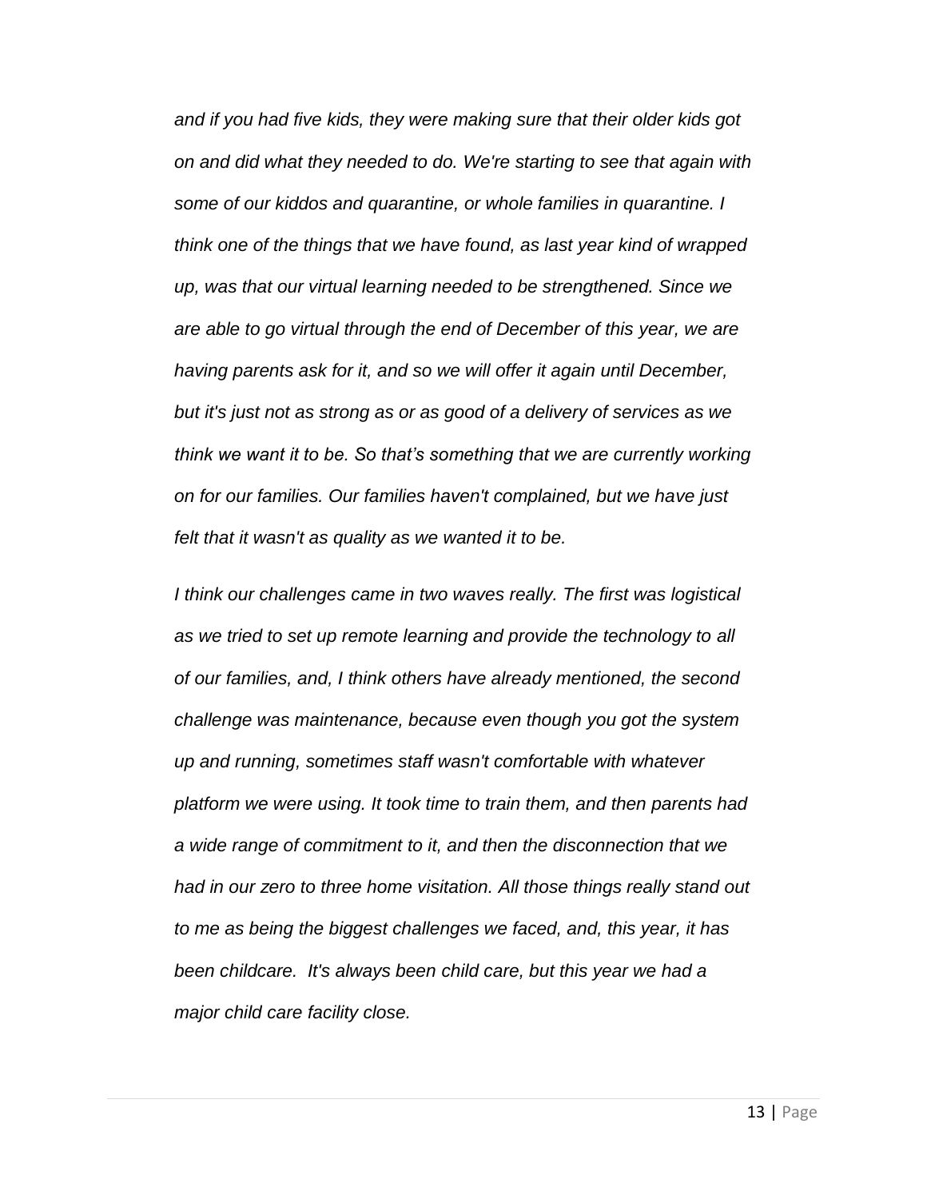*and if you had five kids, they were making sure that their older kids got on and did what they needed to do. We're starting to see that again with some of our kiddos and quarantine, or whole families in quarantine. I think one of the things that we have found, as last year kind of wrapped up, was that our virtual learning needed to be strengthened. Since we are able to go virtual through the end of December of this year, we are having parents ask for it, and so we will offer it again until December, but it's just not as strong as or as good of a delivery of services as we think we want it to be. So that's something that we are currently working on for our families. Our families haven't complained, but we have just felt that it wasn't as quality as we wanted it to be.*

*I think our challenges came in two waves really. The first was logistical as we tried to set up remote learning and provide the technology to all of our families, and, I think others have already mentioned, the second challenge was maintenance, because even though you got the system up and running, sometimes staff wasn't comfortable with whatever platform we were using. It took time to train them, and then parents had a wide range of commitment to it, and then the disconnection that we had in our zero to three home visitation. All those things really stand out to me as being the biggest challenges we faced, and, this year, it has been childcare. It's always been child care, but this year we had a major child care facility close.*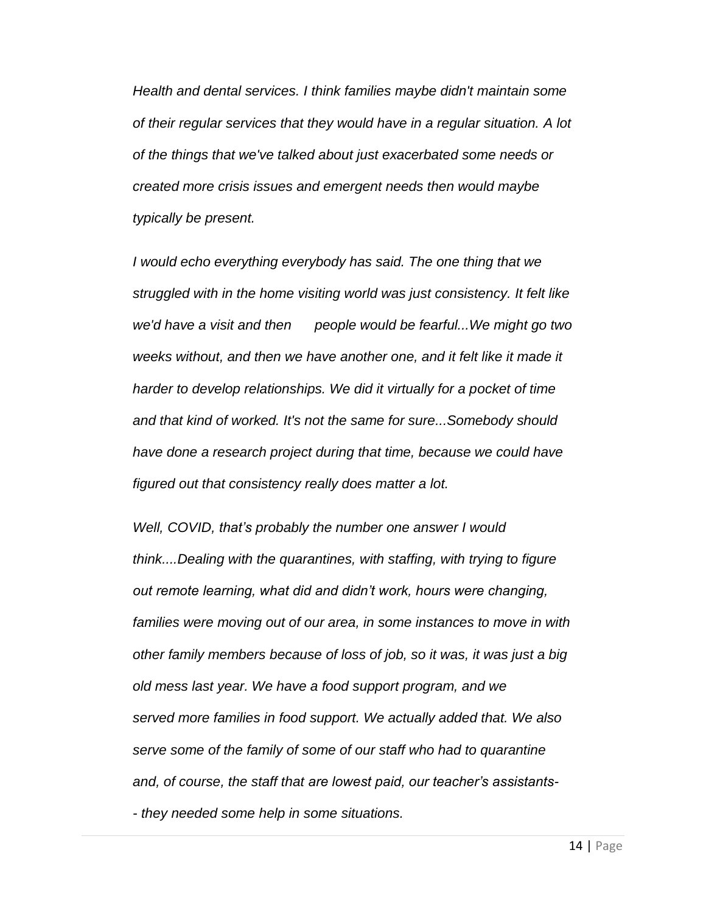*Health and dental services. I think families maybe didn't maintain some of their regular services that they would have in a regular situation. A lot of the things that we've talked about just exacerbated some needs or created more crisis issues and emergent needs then would maybe typically be present.*

*I would echo everything everybody has said. The one thing that we struggled with in the home visiting world was just consistency. It felt like we'd have a visit and then people would be fearful...We might go two weeks without, and then we have another one, and it felt like it made it harder to develop relationships. We did it virtually for a pocket of time and that kind of worked. It's not the same for sure...Somebody should have done a research project during that time, because we could have figured out that consistency really does matter a lot.*

*Well, COVID, that's probably the number one answer I would think....Dealing with the quarantines, with staffing, with trying to figure out remote learning, what did and didn't work, hours were changing, families were moving out of our area, in some instances to move in with other family members because of loss of job, so it was, it was just a big old mess last year. We have a food support program, and we served more families in food support. We actually added that. We also serve some of the family of some of our staff who had to quarantine and, of course, the staff that are lowest paid, our teacher's assistants--- they needed some help in some situations.*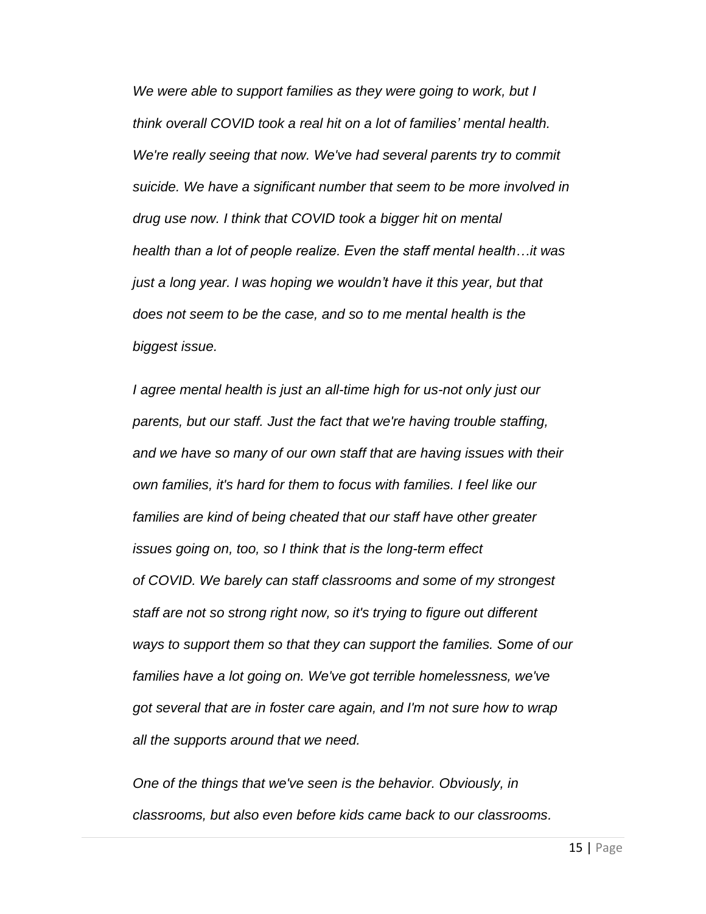*We were able to support families as they were going to work, but I think overall COVID took a real hit on a lot of families' mental health. We're really seeing that now. We've had several parents try to commit suicide. We have a significant number that seem to be more involved in drug use now. I think that COVID took a bigger hit on mental health than a lot of people realize. Even the staff mental health…it was just a long year. I was hoping we wouldn't have it this year, but that does not seem to be the case, and so to me mental health is the biggest issue.*

*I agree mental health is just an all-time high for us-not only just our parents, but our staff. Just the fact that we're having trouble staffing, and we have so many of our own staff that are having issues with their own families, it's hard for them to focus with families. I feel like our families are kind of being cheated that our staff have other greater issues going on, too, so I think that is the long-term effect of COVID. We barely can staff classrooms and some of my strongest staff are not so strong right now, so it's trying to figure out different ways to support them so that they can support the families. Some of our families have a lot going on. We've got terrible homelessness, we've got several that are in foster care again, and I'm not sure how to wrap all the supports around that we need.*

*One of the things that we've seen is the behavior. Obviously, in classrooms, but also even before kids came back to our classrooms.*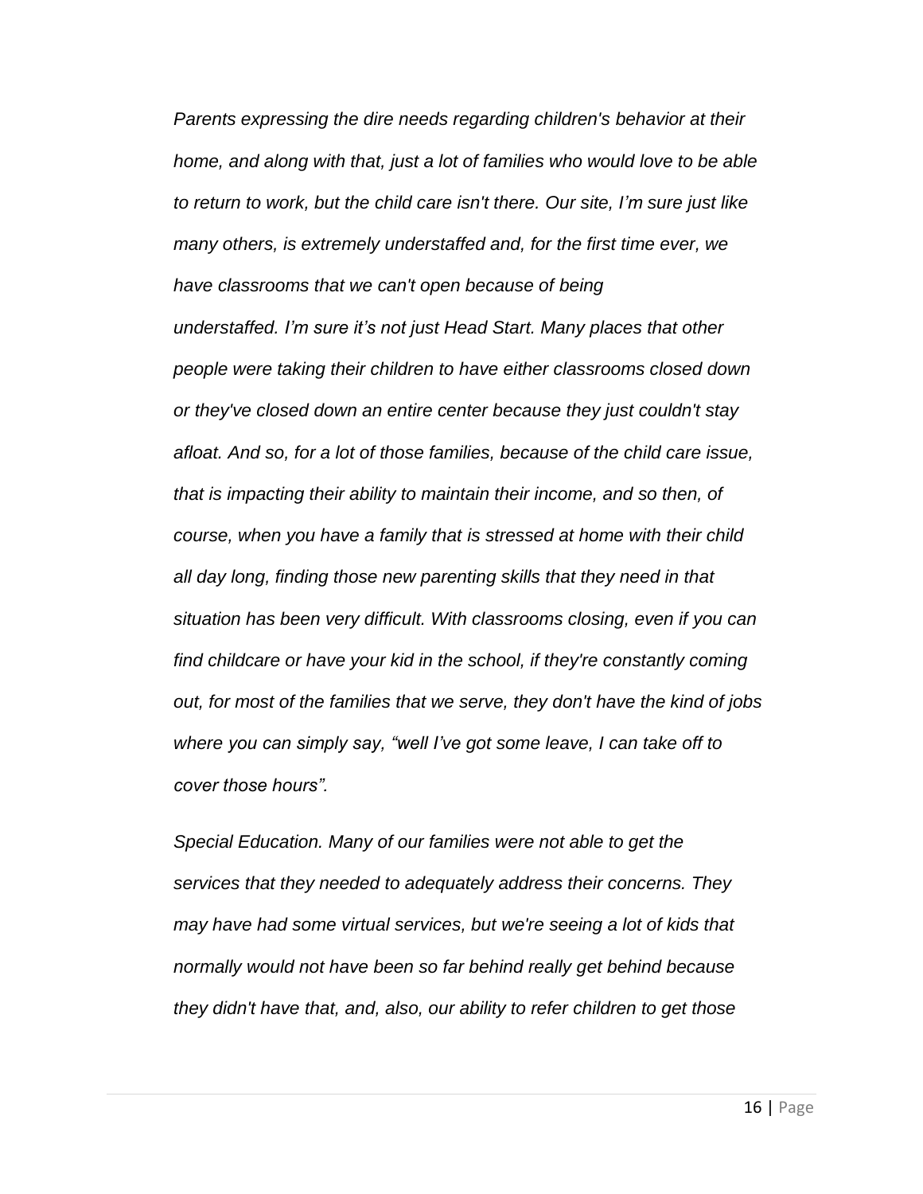*Parents expressing the dire needs regarding children's behavior at their home, and along with that, just a lot of families who would love to be able to return to work, but the child care isn't there. Our site, I'm sure just like many others, is extremely understaffed and, for the first time ever, we have classrooms that we can't open because of being understaffed. I'm sure it's not just Head Start. Many places that other people were taking their children to have either classrooms closed down or they've closed down an entire center because they just couldn't stay afloat. And so, for a lot of those families, because of the child care issue, that is impacting their ability to maintain their income, and so then, of course, when you have a family that is stressed at home with their child all day long, finding those new parenting skills that they need in that situation has been very difficult. With classrooms closing, even if you can find childcare or have your kid in the school, if they're constantly coming out, for most of the families that we serve, they don't have the kind of jobs where you can simply say, "well I've got some leave, I can take off to cover those hours".*

*Special Education. Many of our families were not able to get the services that they needed to adequately address their concerns. They may have had some virtual services, but we're seeing a lot of kids that normally would not have been so far behind really get behind because they didn't have that, and, also, our ability to refer children to get those*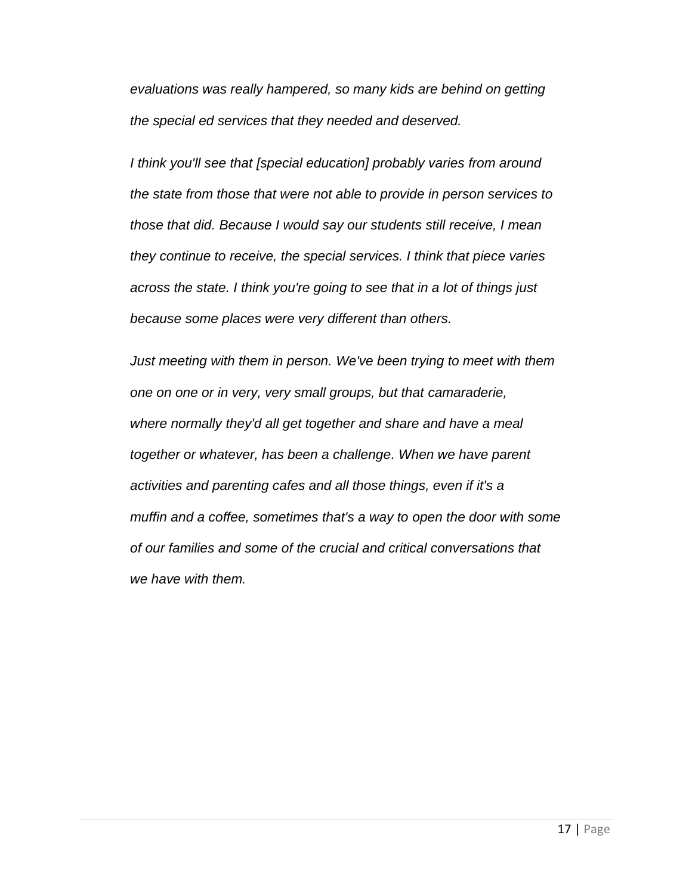*evaluations was really hampered, so many kids are behind on getting the special ed services that they needed and deserved.*

*I think you'll see that [special education] probably varies from around the state from those that were not able to provide in person services to those that did. Because I would say our students still receive, I mean they continue to receive, the special services. I think that piece varies across the state. I think you're going to see that in a lot of things just because some places were very different than others.*

*Just meeting with them in person. We've been trying to meet with them one on one or in very, very small groups, but that camaraderie, where normally they'd all get together and share and have a meal together or whatever, has been a challenge. When we have parent activities and parenting cafes and all those things, even if it's a muffin and a coffee, sometimes that's a way to open the door with some of our families and some of the crucial and critical conversations that we have with them.*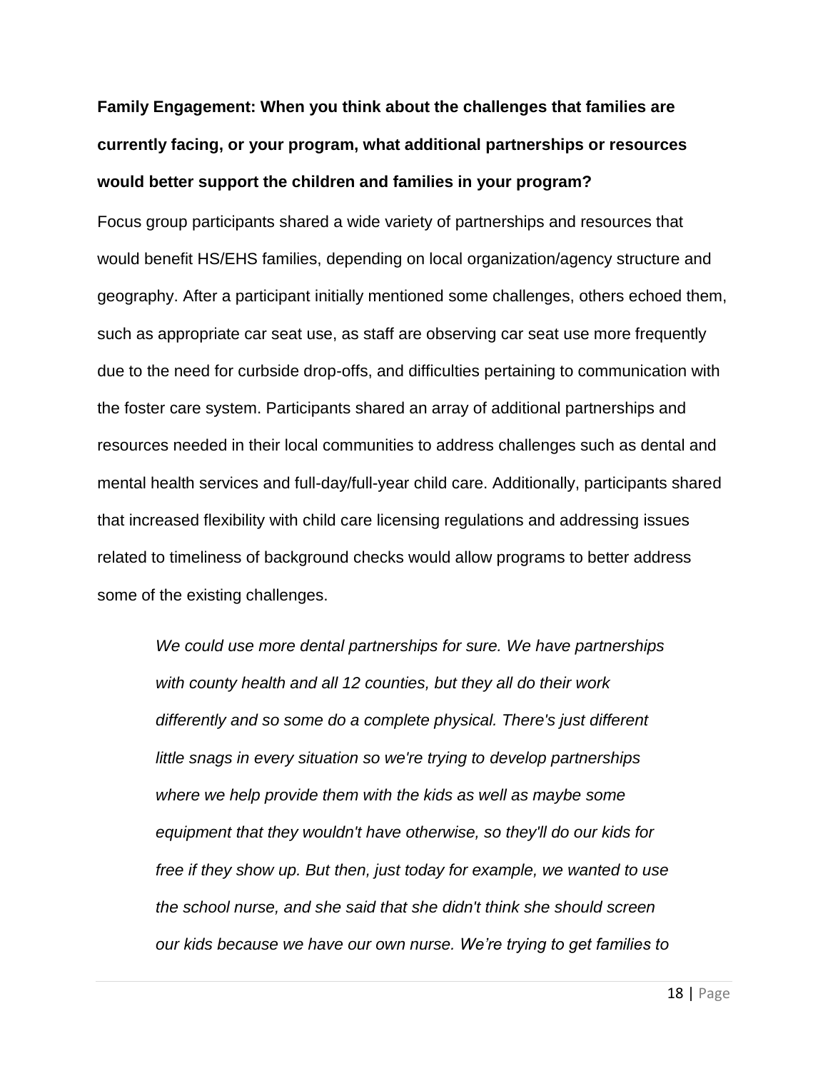**Family Engagement: When you think about the challenges that families are currently facing, or your program, what additional partnerships or resources would better support the children and families in your program?**

Focus group participants shared a wide variety of partnerships and resources that would benefit HS/EHS families, depending on local organization/agency structure and geography. After a participant initially mentioned some challenges, others echoed them, such as appropriate car seat use, as staff are observing car seat use more frequently due to the need for curbside drop-offs, and difficulties pertaining to communication with the foster care system. Participants shared an array of additional partnerships and resources needed in their local communities to address challenges such as dental and mental health services and full-day/full-year child care. Additionally, participants shared that increased flexibility with child care licensing regulations and addressing issues related to timeliness of background checks would allow programs to better address some of the existing challenges.

> *We could use more dental partnerships for sure. We have partnerships with county health and all 12 counties, but they all do their work differently and so some do a complete physical. There's just different little snags in every situation so we're trying to develop partnerships where we help provide them with the kids as well as maybe some equipment that they wouldn't have otherwise, so they'll do our kids for free if they show up. But then, just today for example, we wanted to use the school nurse, and she said that she didn't think she should screen our kids because we have our own nurse. We're trying to get families to*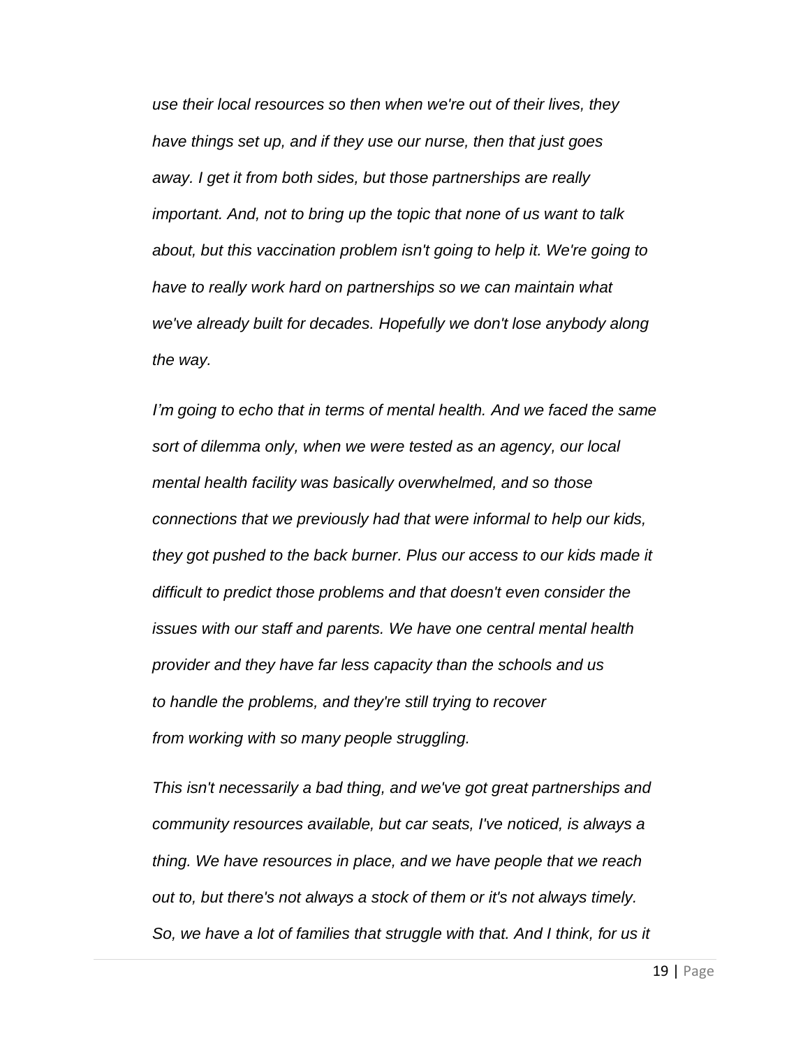*use their local resources so then when we're out of their lives, they have things set up, and if they use our nurse, then that just goes away. I get it from both sides, but those partnerships are really important. And, not to bring up the topic that none of us want to talk about, but this vaccination problem isn't going to help it. We're going to have to really work hard on partnerships so we can maintain what we've already built for decades. Hopefully we don't lose anybody along the way.*

*I'm going to echo that in terms of mental health. And we faced the same sort of dilemma only, when we were tested as an agency, our local mental health facility was basically overwhelmed, and so those connections that we previously had that were informal to help our kids, they got pushed to the back burner. Plus our access to our kids made it difficult to predict those problems and that doesn't even consider the issues with our staff and parents. We have one central mental health provider and they have far less capacity than the schools and us to handle the problems, and they're still trying to recover from working with so many people struggling.*

*This isn't necessarily a bad thing, and we've got great partnerships and community resources available, but car seats, I've noticed, is always a thing. We have resources in place, and we have people that we reach out to, but there's not always a stock of them or it's not always timely. So, we have a lot of families that struggle with that. And I think, for us it*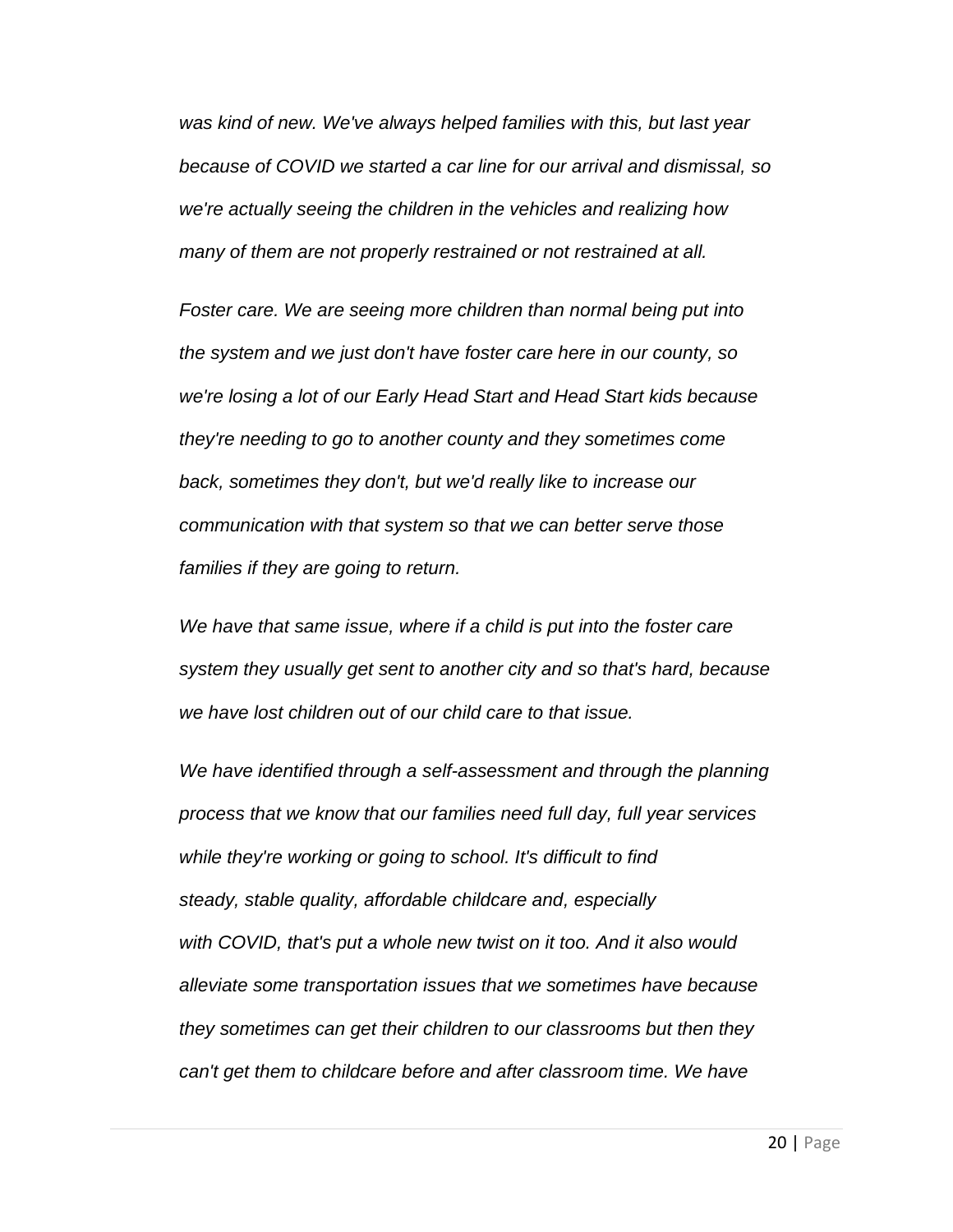*was kind of new. We've always helped families with this, but last year because of COVID we started a car line for our arrival and dismissal, so we're actually seeing the children in the vehicles and realizing how many of them are not properly restrained or not restrained at all.*

*Foster care. We are seeing more children than normal being put into the system and we just don't have foster care here in our county, so we're losing a lot of our Early Head Start and Head Start kids because they're needing to go to another county and they sometimes come back, sometimes they don't, but we'd really like to increase our communication with that system so that we can better serve those families if they are going to return.*

*We have that same issue, where if a child is put into the foster care system they usually get sent to another city and so that's hard, because we have lost children out of our child care to that issue.*

*We have identified through a self-assessment and through the planning process that we know that our families need full day, full year services while they're working or going to school. It's difficult to find steady, stable quality, affordable childcare and, especially with COVID, that's put a whole new twist on it too. And it also would alleviate some transportation issues that we sometimes have because they sometimes can get their children to our classrooms but then they can't get them to childcare before and after classroom time. We have*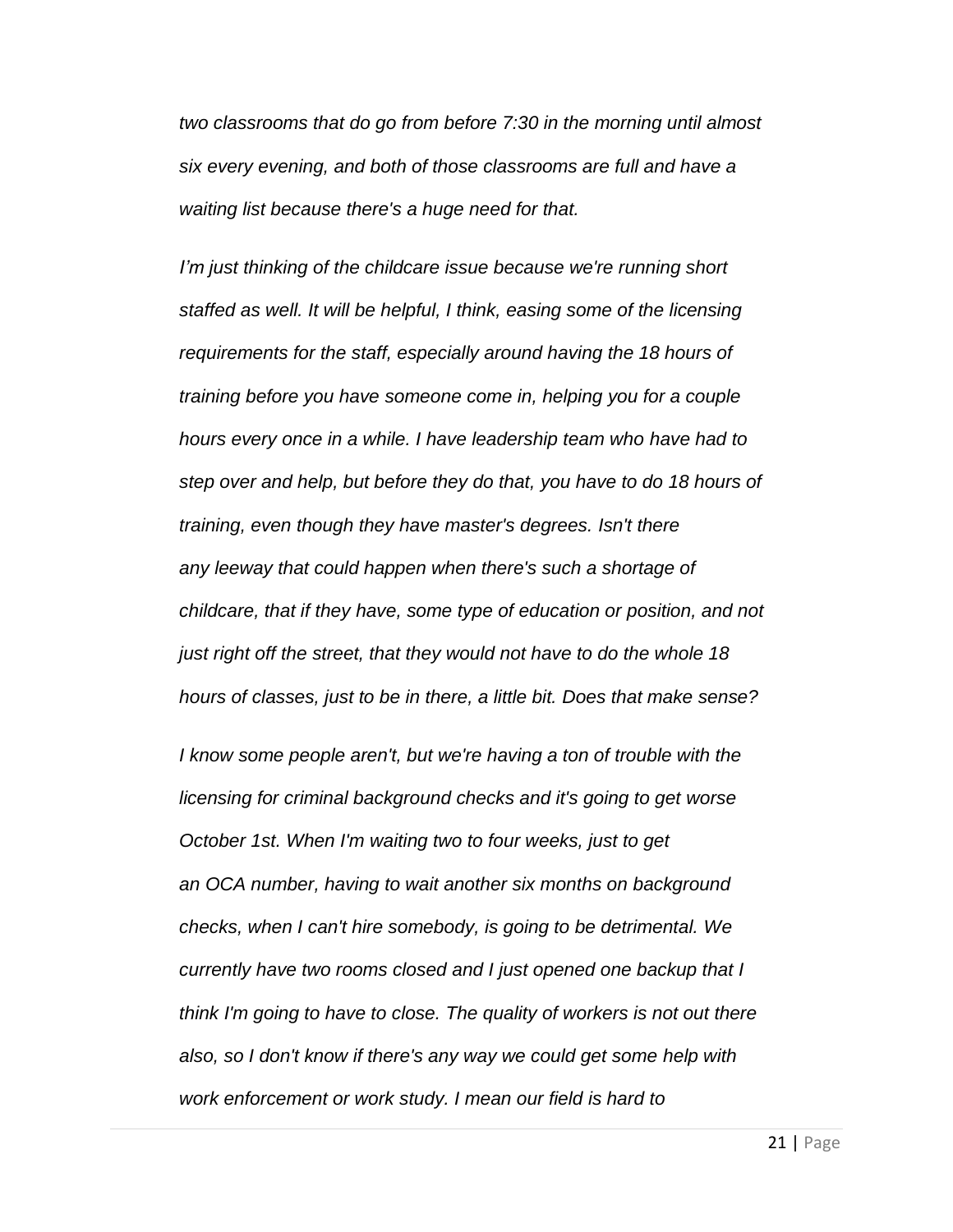*two classrooms that do go from before 7:30 in the morning until almost six every evening, and both of those classrooms are full and have a waiting list because there's a huge need for that.*

*I'm just thinking of the childcare issue because we're running short staffed as well. It will be helpful, I think, easing some of the licensing requirements for the staff, especially around having the 18 hours of training before you have someone come in, helping you for a couple hours every once in a while. I have leadership team who have had to step over and help, but before they do that, you have to do 18 hours of training, even though they have master's degrees. Isn't there any leeway that could happen when there's such a shortage of childcare, that if they have, some type of education or position, and not just right off the street, that they would not have to do the whole 18 hours of classes, just to be in there, a little bit. Does that make sense?*

*I know some people aren't, but we're having a ton of trouble with the licensing for criminal background checks and it's going to get worse October 1st. When I'm waiting two to four weeks, just to get an OCA number, having to wait another six months on background checks, when I can't hire somebody, is going to be detrimental. We currently have two rooms closed and I just opened one backup that I think I'm going to have to close. The quality of workers is not out there also, so I don't know if there's any way we could get some help with work enforcement or work study. I mean our field is hard to*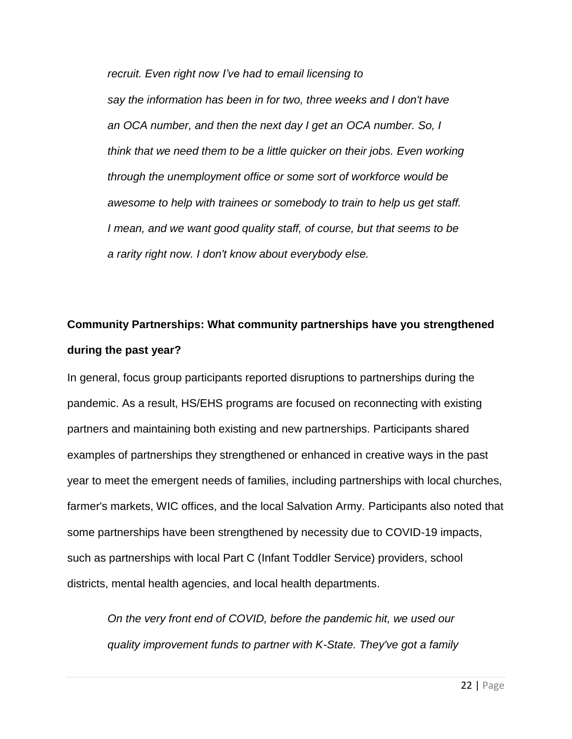*recruit. Even right now I've had to email licensing to say the information has been in for two, three weeks and I don't have an OCA number, and then the next day I get an OCA number. So, I think that we need them to be a little quicker on their jobs. Even working through the unemployment office or some sort of workforce would be awesome to help with trainees or somebody to train to help us get staff. I mean, and we want good quality staff, of course, but that seems to be a rarity right now. I don't know about everybody else.*

**Community Partnerships: What community partnerships have you strengthened during the past year?**

In general, focus group participants reported disruptions to partnerships during the pandemic. As a result, HS/EHS programs are focused on reconnecting with existing partners and maintaining both existing and new partnerships. Participants shared examples of partnerships they strengthened or enhanced in creative ways in the past year to meet the emergent needs of families, including partnerships with local churches, farmer's markets, WIC offices, and the local Salvation Army. Participants also noted that some partnerships have been strengthened by necessity due to COVID-19 impacts, such as partnerships with local Part C (Infant Toddler Service) providers, school districts, mental health agencies, and local health departments.

*On the very front end of COVID, before the pandemic hit, we used our quality improvement funds to partner with K-State. They've got a family*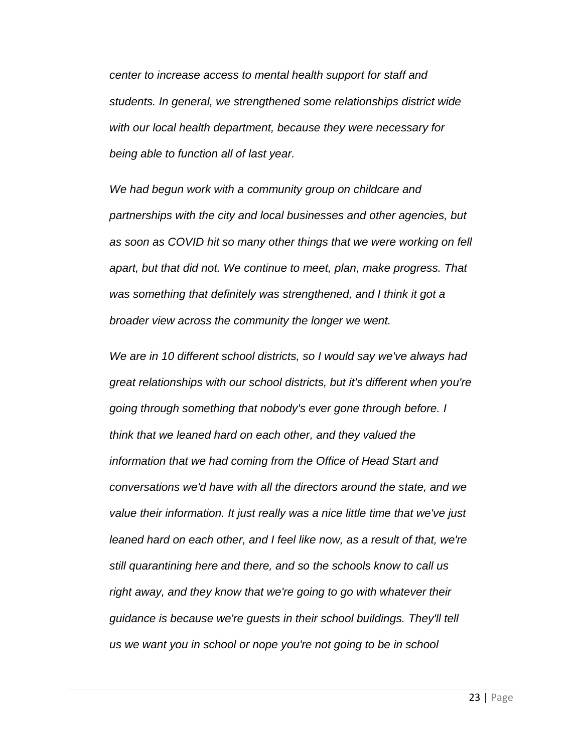*center to increase access to mental health support for staff and students. In general, we strengthened some relationships district wide with our local health department, because they were necessary for being able to function all of last year.*

*We had begun work with a community group on childcare and partnerships with the city and local businesses and other agencies, but as soon as COVID hit so many other things that we were working on fell apart, but that did not. We continue to meet, plan, make progress. That was something that definitely was strengthened, and I think it got a broader view across the community the longer we went.*

*We are in 10 different school districts, so I would say we've always had great relationships with our school districts, but it's different when you're going through something that nobody's ever gone through before. I think that we leaned hard on each other, and they valued the information that we had coming from the Office of Head Start and conversations we'd have with all the directors around the state, and we value their information. It just really was a nice little time that we've just leaned hard on each other, and I feel like now, as a result of that, we're still quarantining here and there, and so the schools know to call us right away, and they know that we're going to go with whatever their guidance is because we're guests in their school buildings. They'll tell us we want you in school or nope you're not going to be in school*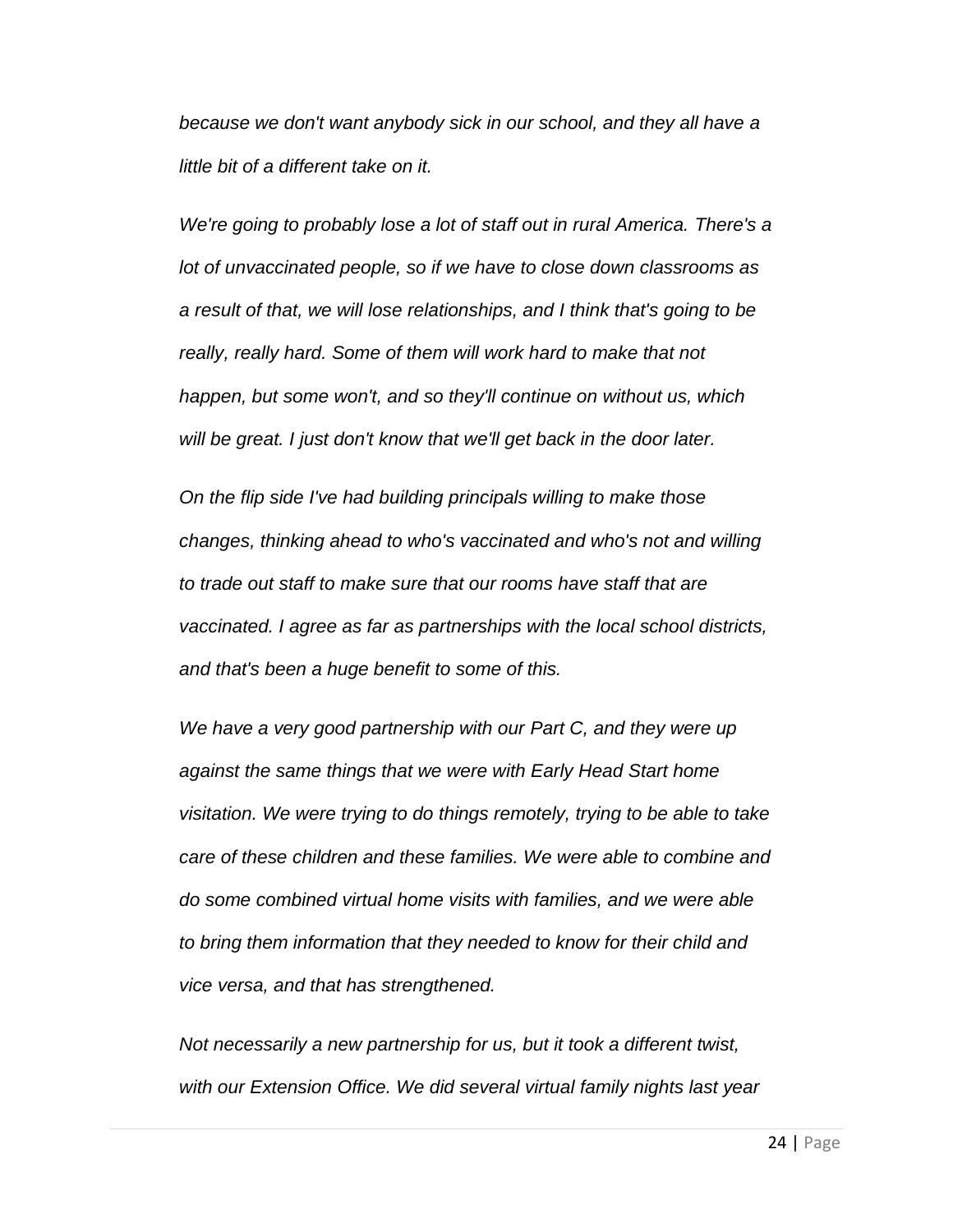*because we don't want anybody sick in our school, and they all have a little bit of a different take on it.*

*We're going to probably lose a lot of staff out in rural America. There's a lot of unvaccinated people, so if we have to close down classrooms as a result of that, we will lose relationships, and I think that's going to be really, really hard. Some of them will work hard to make that not happen, but some won't, and so they'll continue on without us, which will be great. I just don't know that we'll get back in the door later.*

*On the flip side I've had building principals willing to make those changes, thinking ahead to who's vaccinated and who's not and willing to trade out staff to make sure that our rooms have staff that are vaccinated. I agree as far as partnerships with the local school districts, and that's been a huge benefit to some of this.*

*We have a very good partnership with our Part C, and they were up against the same things that we were with Early Head Start home visitation. We were trying to do things remotely, trying to be able to take care of these children and these families. We were able to combine and do some combined virtual home visits with families, and we were able to bring them information that they needed to know for their child and vice versa, and that has strengthened.*

*Not necessarily a new partnership for us, but it took a different twist, with our Extension Office. We did several virtual family nights last year*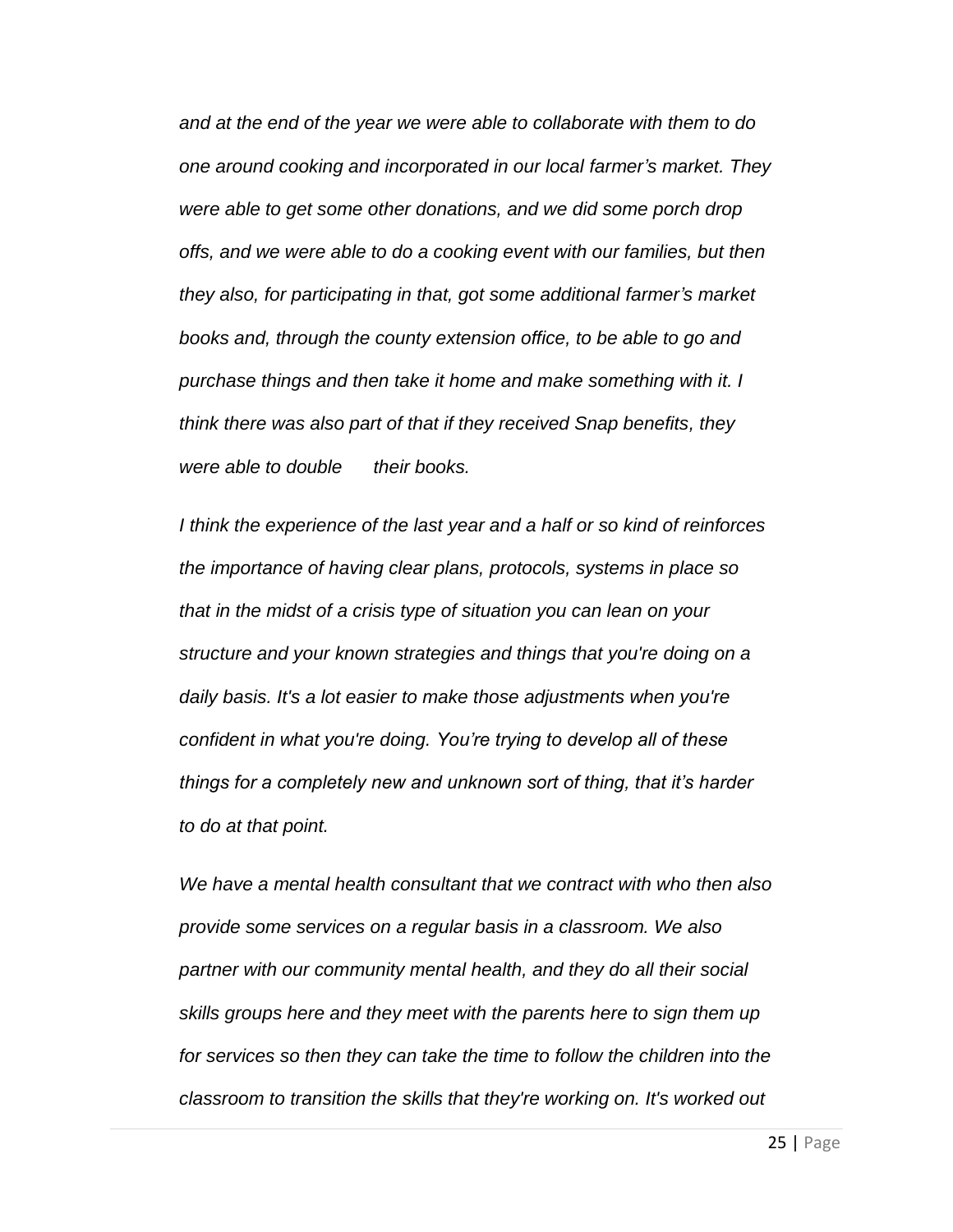*and at the end of the year we were able to collaborate with them to do one around cooking and incorporated in our local farmer's market. They were able to get some other donations, and we did some porch drop offs, and we were able to do a cooking event with our families, but then they also, for participating in that, got some additional farmer's market books and, through the county extension office, to be able to go and purchase things and then take it home and make something with it. I think there was also part of that if they received Snap benefits, they were able to double their books.*

*I think the experience of the last year and a half or so kind of reinforces the importance of having clear plans, protocols, systems in place so that in the midst of a crisis type of situation you can lean on your structure and your known strategies and things that you're doing on a daily basis. It's a lot easier to make those adjustments when you're confident in what you're doing. You're trying to develop all of these things for a completely new and unknown sort of thing, that it's harder to do at that point.*

*We have a mental health consultant that we contract with who then also provide some services on a regular basis in a classroom. We also partner with our community mental health, and they do all their social skills groups here and they meet with the parents here to sign them up for services so then they can take the time to follow the children into the classroom to transition the skills that they're working on. It's worked out*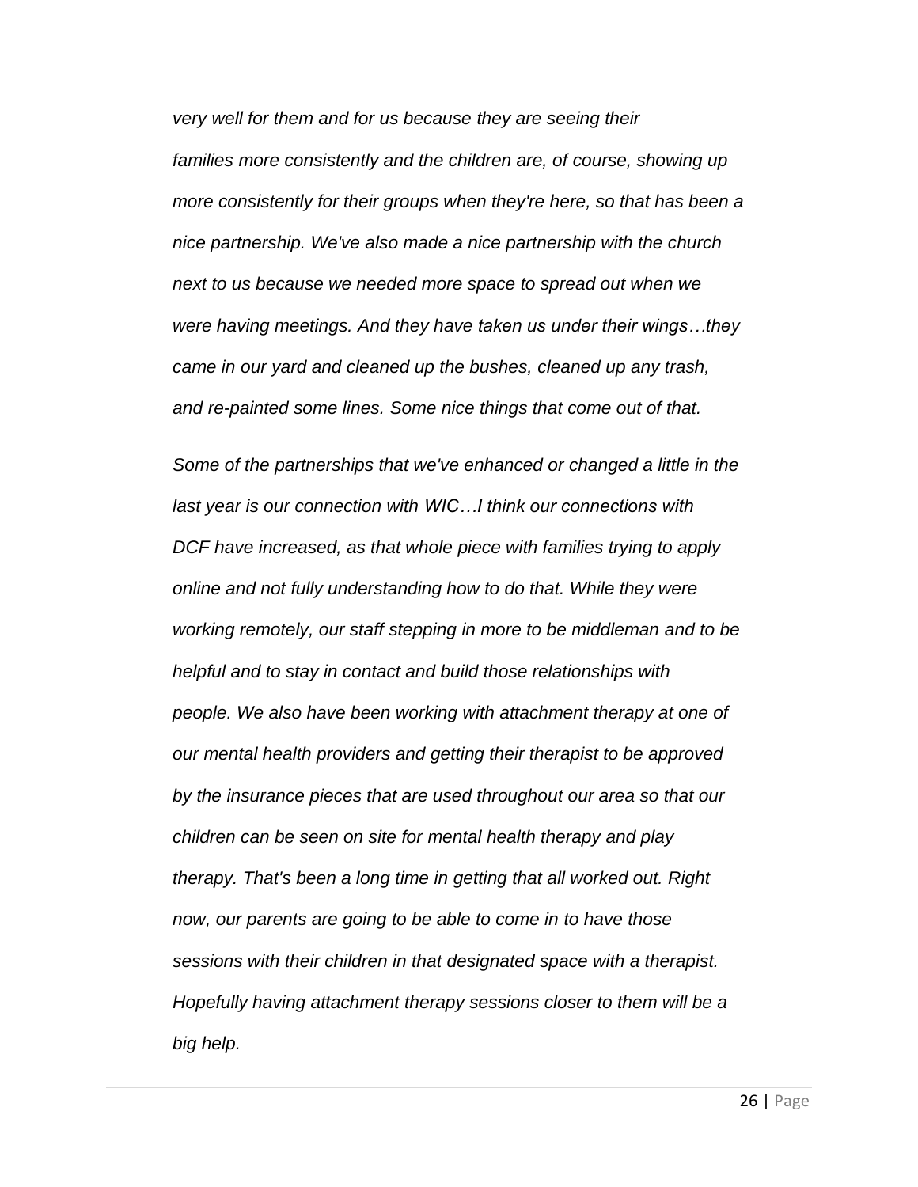*very well for them and for us because they are seeing their families more consistently and the children are, of course, showing up more consistently for their groups when they're here, so that has been a nice partnership. We've also made a nice partnership with the church next to us because we needed more space to spread out when we were having meetings. And they have taken us under their wings…they came in our yard and cleaned up the bushes, cleaned up any trash, and re-painted some lines. Some nice things that come out of that.*

*Some of the partnerships that we've enhanced or changed a little in the last year is our connection with WIC…I think our connections with DCF have increased, as that whole piece with families trying to apply online and not fully understanding how to do that. While they were working remotely, our staff stepping in more to be middleman and to be helpful and to stay in contact and build those relationships with people. We also have been working with attachment therapy at one of our mental health providers and getting their therapist to be approved by the insurance pieces that are used throughout our area so that our children can be seen on site for mental health therapy and play therapy. That's been a long time in getting that all worked out. Right now, our parents are going to be able to come in to have those sessions with their children in that designated space with a therapist. Hopefully having attachment therapy sessions closer to them will be a big help.*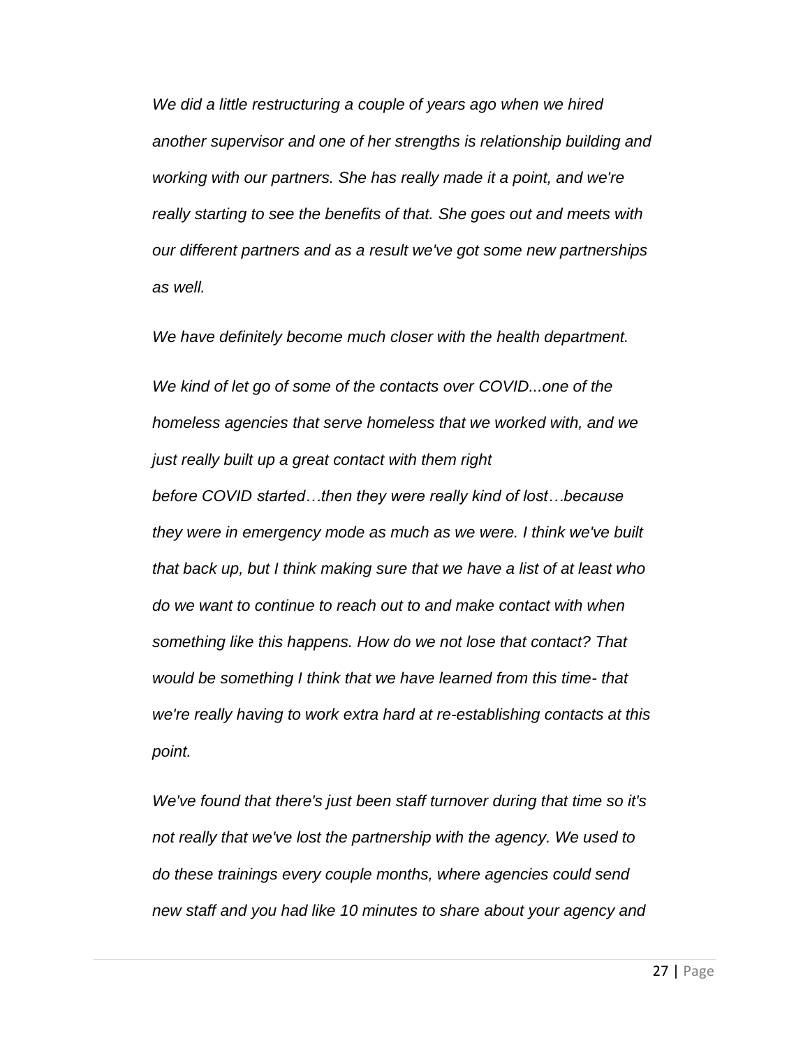*We did a little restructuring a couple of years ago when we hired another supervisor and one of her strengths is relationship building and working with our partners. She has really made it a point, and we're really starting to see the benefits of that. She goes out and meets with our different partners and as a result we've got some new partnerships as well.*

*We have definitely become much closer with the health department.*

*We kind of let go of some of the contacts over COVID...one of the homeless agencies that serve homeless that we worked with, and we just really built up a great contact with them right before COVID started…then they were really kind of lost…because they were in emergency mode as much as we were. I think we've built that back up, but I think making sure that we have a list of at least who do we want to continue to reach out to and make contact with when something like this happens. How do we not lose that contact? That would be something I think that we have learned from this time- that we're really having to work extra hard at re-establishing contacts at this point.*

*We've found that there's just been staff turnover during that time so it's not really that we've lost the partnership with the agency. We used to do these trainings every couple months, where agencies could send new staff and you had like 10 minutes to share about your agency and*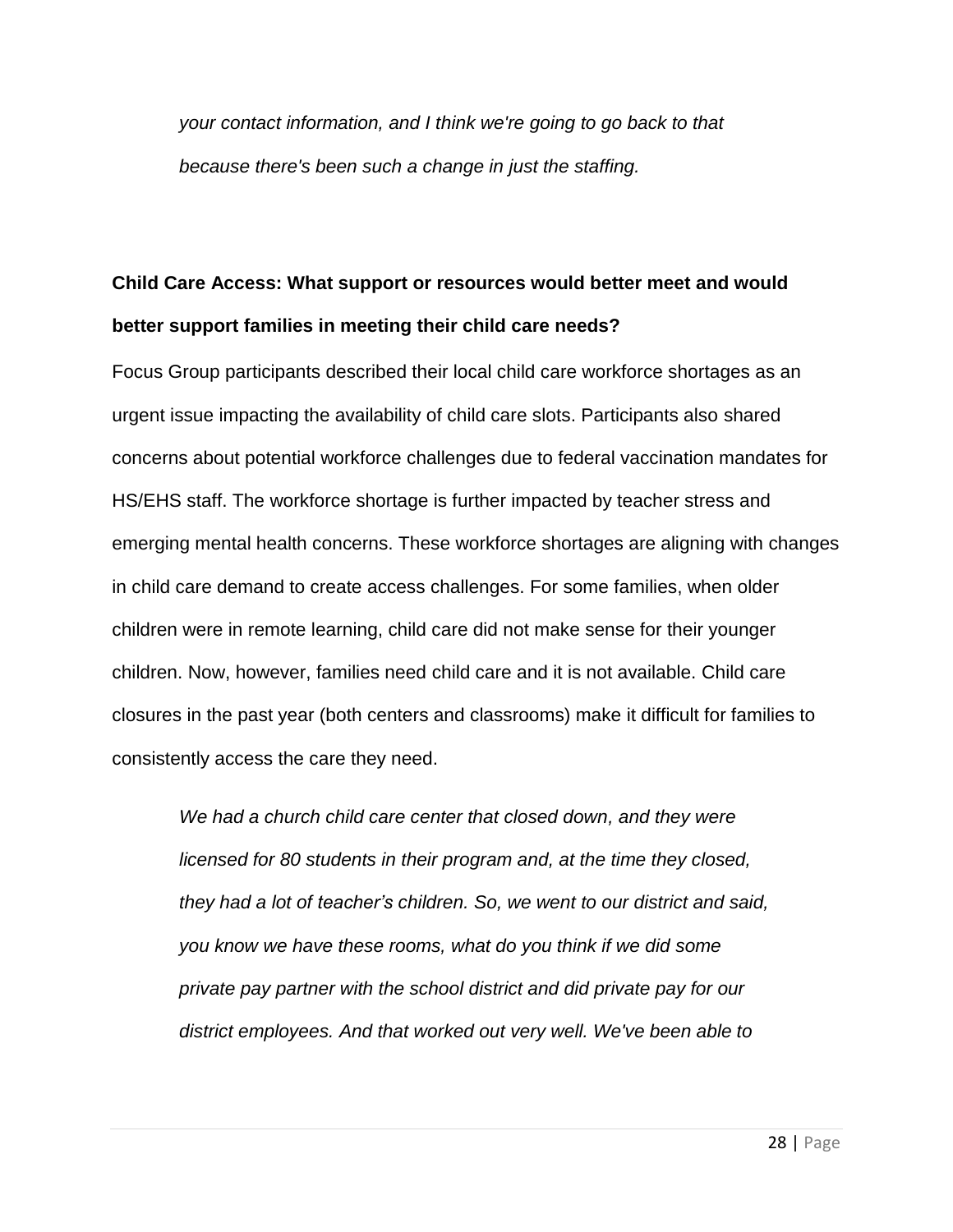> *your contact information, and I think we're going to go back to that because there's been such a change in just the staffing.*

**Child Care Access: What support or resources would better meet and would better support families in meeting their child care needs?**

Focus Group participants described their local child care workforce shortages as an urgent issue impacting the availability of child care slots. Participants also shared concerns about potential workforce challenges due to federal vaccination mandates for HS/EHS staff. The workforce shortage is further impacted by teacher stress and emerging mental health concerns. These workforce shortages are aligning with changes in child care demand to create access challenges. For some families, when older children were in remote learning, child care did not make sense for their younger children. Now, however, families need child care and it is not available. Child care closures in the past year (both centers and classrooms) make it difficult for families to consistently access the care they need.

> *We had a church child care center that closed down, and they were licensed for 80 students in their program and, at the time they closed, they had a lot of teacher's children. So, we went to our district and said, you know we have these rooms, what do you think if we did some private pay partner with the school district and did private pay for our district employees. And that worked out very well. We've been able to*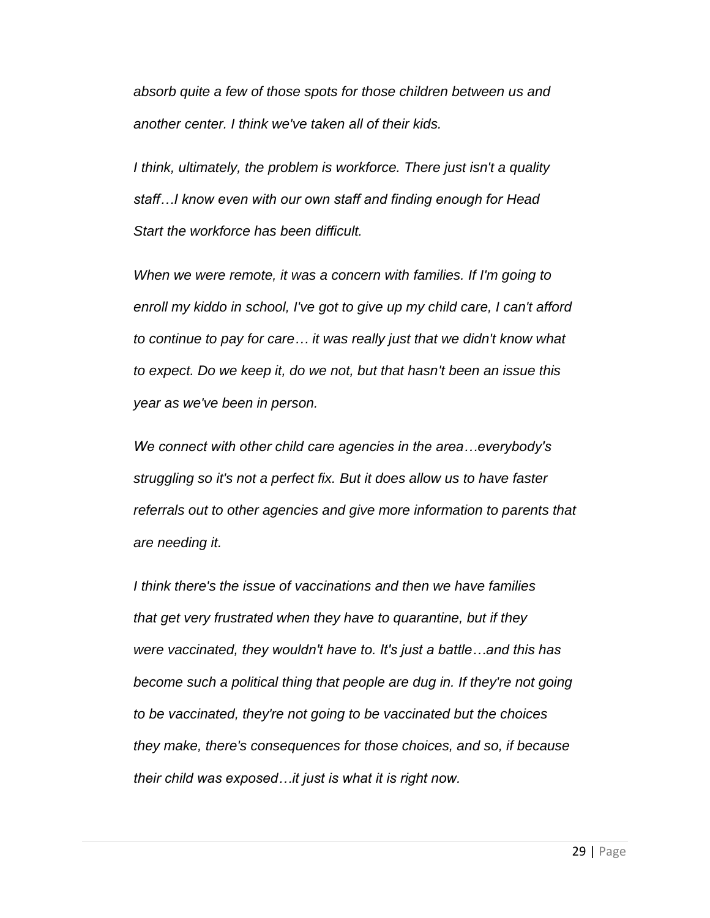*absorb quite a few of those spots for those children between us and another center. I think we've taken all of their kids.*

*I think, ultimately, the problem is workforce. There just isn't a quality staff…I know even with our own staff and finding enough for Head Start the workforce has been difficult.*

*When we were remote, it was a concern with families. If I'm going to enroll my kiddo in school, I've got to give up my child care, I can't afford to continue to pay for care… it was really just that we didn't know what to expect. Do we keep it, do we not, but that hasn't been an issue this year as we've been in person.*

*We connect with other child care agencies in the area…everybody's struggling so it's not a perfect fix. But it does allow us to have faster referrals out to other agencies and give more information to parents that are needing it.*

*I think there's the issue of vaccinations and then we have families that get very frustrated when they have to quarantine, but if they were vaccinated, they wouldn't have to. It's just a battle…and this has become such a political thing that people are dug in. If they're not going to be vaccinated, they're not going to be vaccinated but the choices they make, there's consequences for those choices, and so, if because their child was exposed…it just is what it is right now.*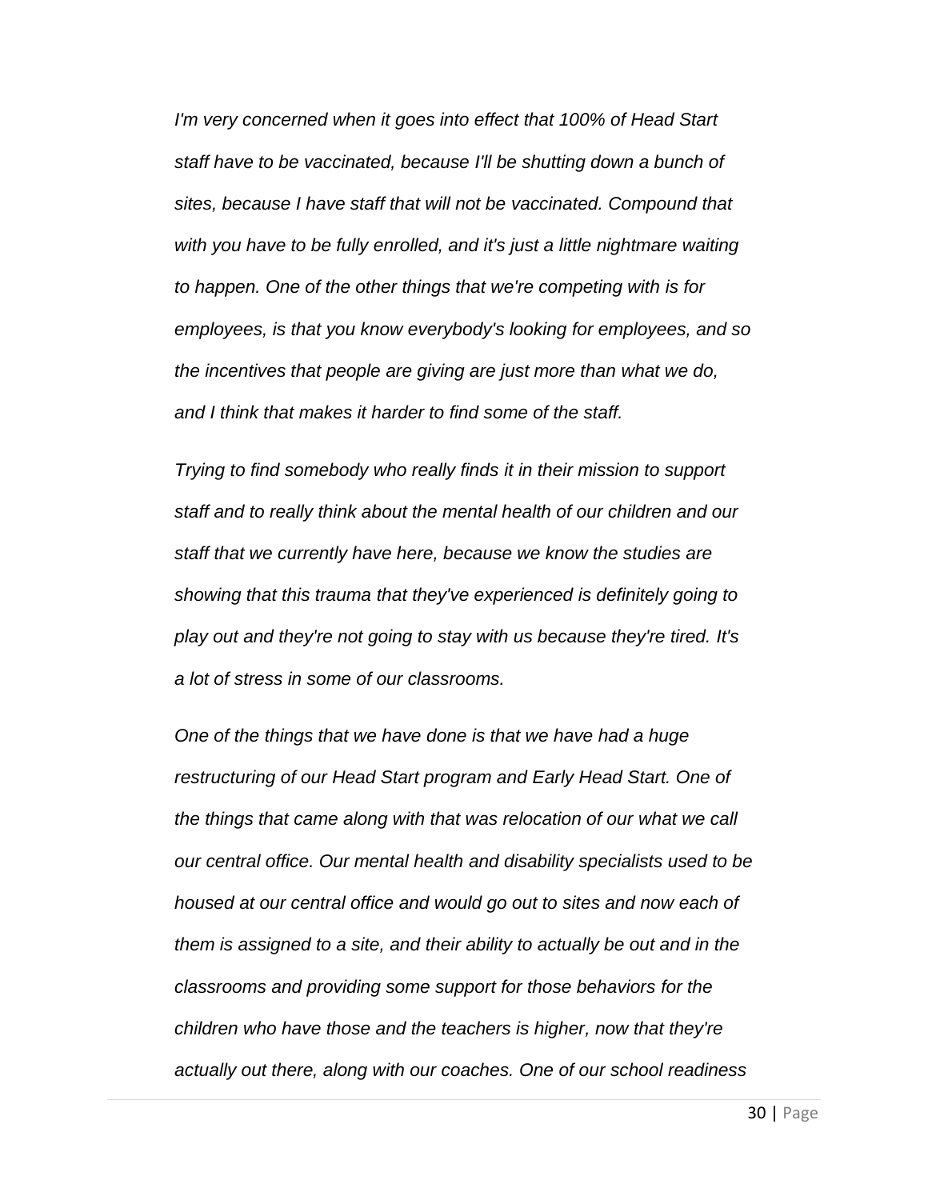*I'm very concerned when it goes into effect that 100% of Head Start staff have to be vaccinated, because I'll be shutting down a bunch of sites, because I have staff that will not be vaccinated. Compound that with you have to be fully enrolled, and it's just a little nightmare waiting to happen. One of the other things that we're competing with is for employees, is that you know everybody's looking for employees, and so the incentives that people are giving are just more than what we do, and I think that makes it harder to find some of the staff.*

*Trying to find somebody who really finds it in their mission to support staff and to really think about the mental health of our children and our staff that we currently have here, because we know the studies are showing that this trauma that they've experienced is definitely going to play out and they're not going to stay with us because they're tired. It's a lot of stress in some of our classrooms.*

*One of the things that we have done is that we have had a huge restructuring of our Head Start program and Early Head Start. One of the things that came along with that was relocation of our what we call our central office. Our mental health and disability specialists used to be housed at our central office and would go out to sites and now each of them is assigned to a site, and their ability to actually be out and in the classrooms and providing some support for those behaviors for the children who have those and the teachers is higher, now that they're actually out there, along with our coaches. One of our school readiness*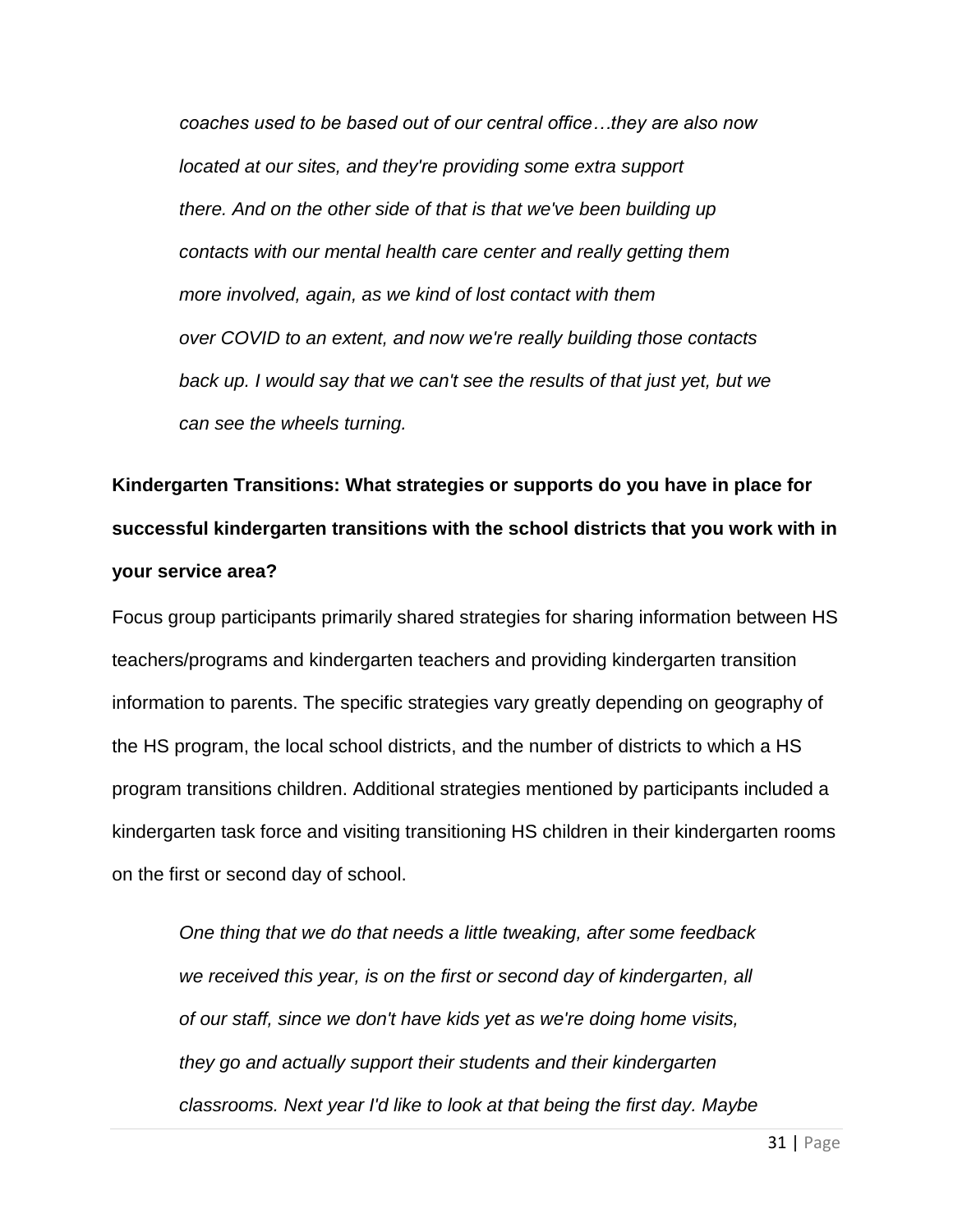> *coaches used to be based out of our central office…they are also now located at our sites, and they're providing some extra support there. And on the other side of that is that we've been building up contacts with our mental health care center and really getting them more involved, again, as we kind of lost contact with them over COVID to an extent, and now we're really building those contacts back up. I would say that we can't see the results of that just yet, but we can see the wheels turning.*

**Kindergarten Transitions: What strategies or supports do you have in place for successful kindergarten transitions with the school districts that you work with in your service area?**

Focus group participants primarily shared strategies for sharing information between HS teachers/programs and kindergarten teachers and providing kindergarten transition information to parents. The specific strategies vary greatly depending on geography of the HS program, the local school districts, and the number of districts to which a HS program transitions children. Additional strategies mentioned by participants included a kindergarten task force and visiting transitioning HS children in their kindergarten rooms on the first or second day of school.

> *One thing that we do that needs a little tweaking, after some feedback we received this year, is on the first or second day of kindergarten, all of our staff, since we don't have kids yet as we're doing home visits, they go and actually support their students and their kindergarten classrooms. Next year I'd like to look at that being the first day. Maybe*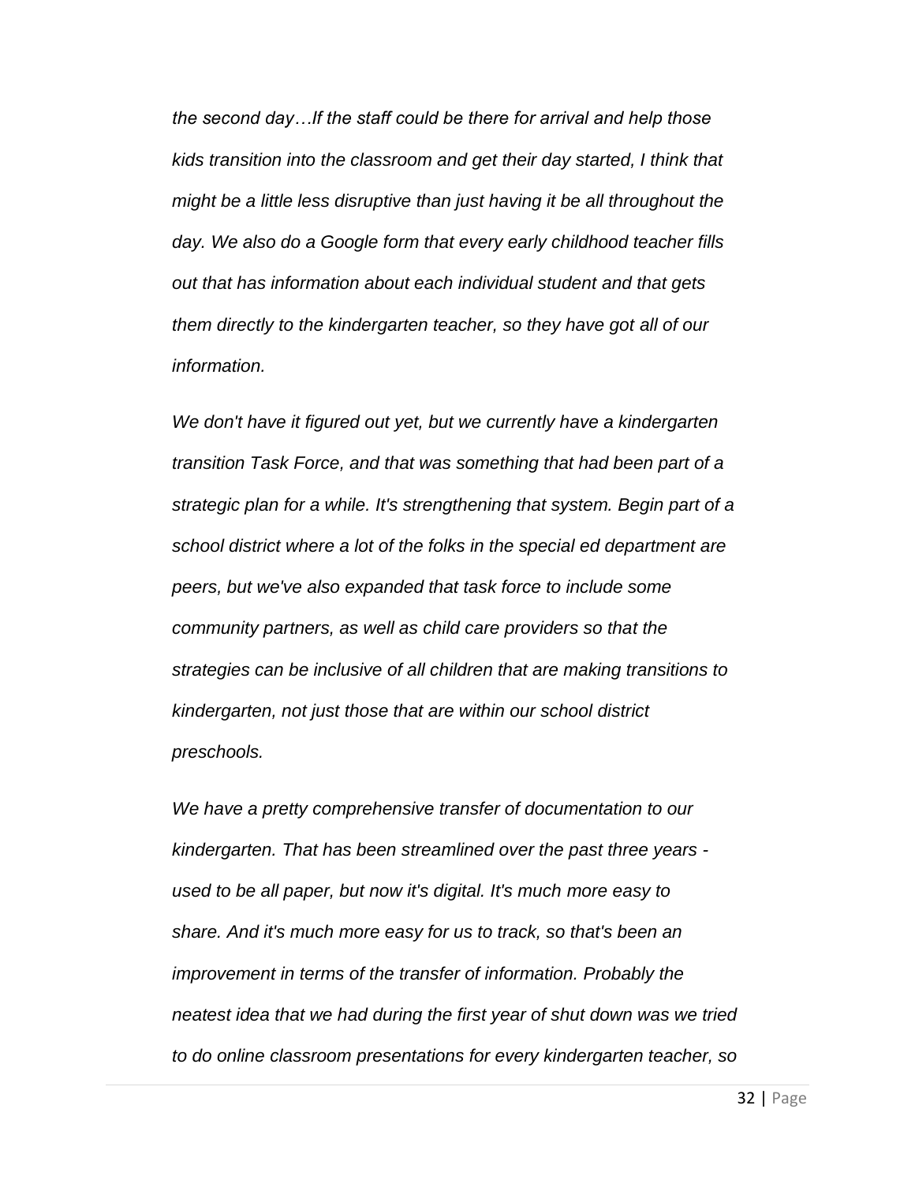*the second day…If the staff could be there for arrival and help those kids transition into the classroom and get their day started, I think that might be a little less disruptive than just having it be all throughout the day. We also do a Google form that every early childhood teacher fills out that has information about each individual student and that gets them directly to the kindergarten teacher, so they have got all of our information.*

*We don't have it figured out yet, but we currently have a kindergarten transition Task Force, and that was something that had been part of a strategic plan for a while. It's strengthening that system. Begin part of a school district where a lot of the folks in the special ed department are peers, but we've also expanded that task force to include some community partners, as well as child care providers so that the strategies can be inclusive of all children that are making transitions to kindergarten, not just those that are within our school district preschools.*

*We have a pretty comprehensive transfer of documentation to our kindergarten. That has been streamlined over the past three years - used to be all paper, but now it's digital. It's much more easy to share. And it's much more easy for us to track, so that's been an improvement in terms of the transfer of information. Probably the neatest idea that we had during the first year of shut down was we tried to do online classroom presentations for every kindergarten teacher, so*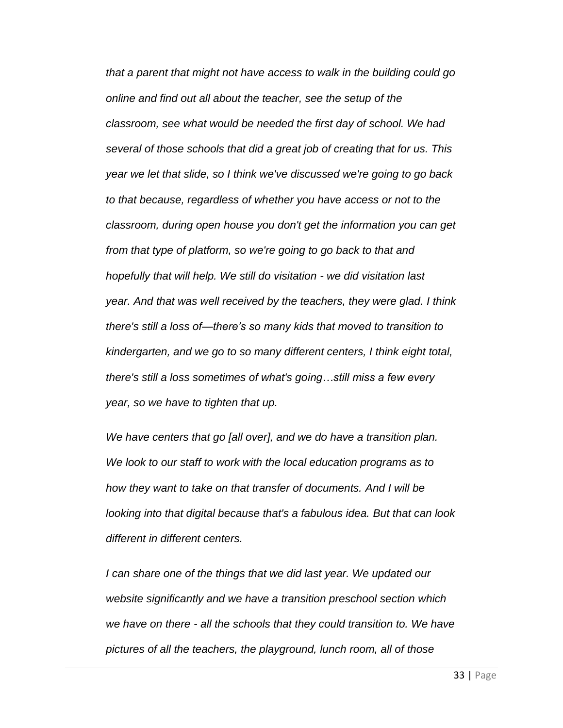*that a parent that might not have access to walk in the building could go online and find out all about the teacher, see the setup of the classroom, see what would be needed the first day of school. We had several of those schools that did a great job of creating that for us. This year we let that slide, so I think we've discussed we're going to go back to that because, regardless of whether you have access or not to the classroom, during open house you don't get the information you can get from that type of platform, so we're going to go back to that and hopefully that will help. We still do visitation - we did visitation last year. And that was well received by the teachers, they were glad. I think there's still a loss of—there's so many kids that moved to transition to kindergarten, and we go to so many different centers, I think eight total, there's still a loss sometimes of what's going…still miss a few every year, so we have to tighten that up.*

*We have centers that go [all over], and we do have a transition plan. We look to our staff to work with the local education programs as to how they want to take on that transfer of documents. And I will be looking into that digital because that's a fabulous idea. But that can look different in different centers.*

*I can share one of the things that we did last year. We updated our website significantly and we have a transition preschool section which we have on there - all the schools that they could transition to. We have pictures of all the teachers, the playground, lunch room, all of those*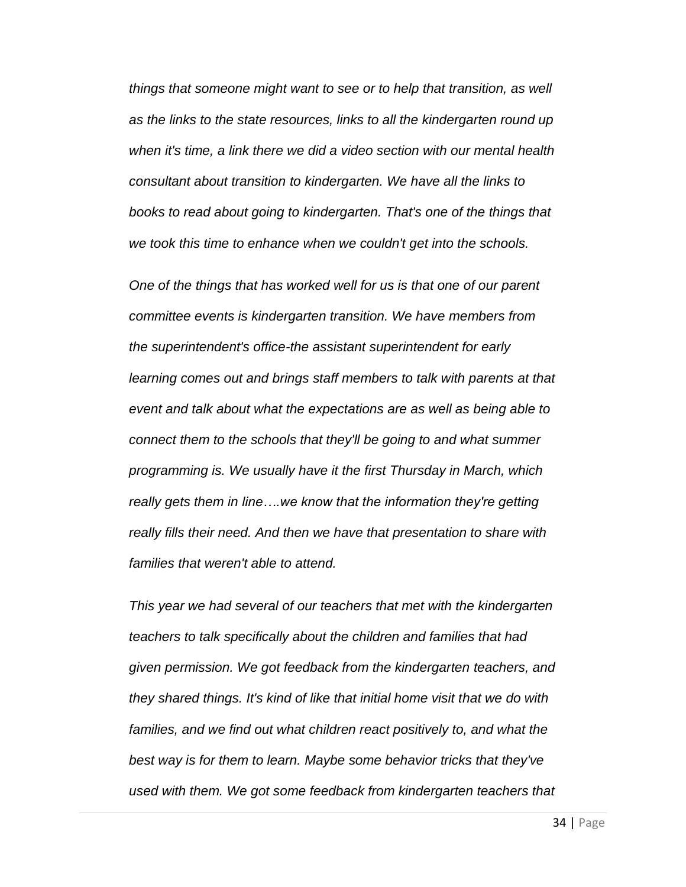*things that someone might want to see or to help that transition, as well as the links to the state resources, links to all the kindergarten round up when it's time, a link there we did a video section with our mental health consultant about transition to kindergarten. We have all the links to books to read about going to kindergarten. That's one of the things that we took this time to enhance when we couldn't get into the schools.*

*One of the things that has worked well for us is that one of our parent committee events is kindergarten transition. We have members from the superintendent's office-the assistant superintendent for early learning comes out and brings staff members to talk with parents at that event and talk about what the expectations are as well as being able to connect them to the schools that they'll be going to and what summer programming is. We usually have it the first Thursday in March, which really gets them in line….we know that the information they're getting really fills their need. And then we have that presentation to share with families that weren't able to attend.*

*This year we had several of our teachers that met with the kindergarten teachers to talk specifically about the children and families that had given permission. We got feedback from the kindergarten teachers, and they shared things. It's kind of like that initial home visit that we do with families, and we find out what children react positively to, and what the best way is for them to learn. Maybe some behavior tricks that they've used with them. We got some feedback from kindergarten teachers that*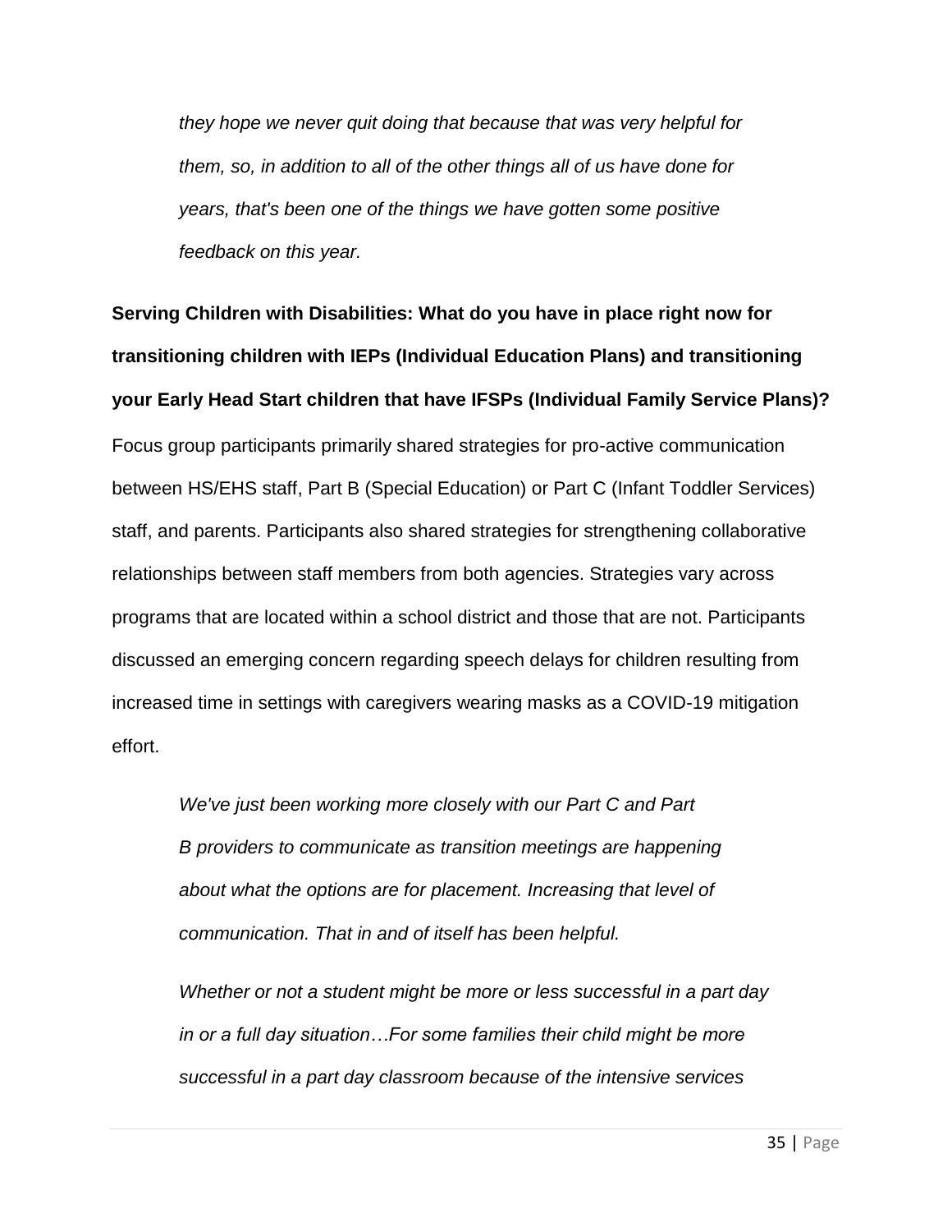*they hope we never quit doing that because that was very helpful for them, so, in addition to all of the other things all of us have done for years, that's been one of the things we have gotten some positive feedback on this year.*

**Serving Children with Disabilities: What do you have in place right now for transitioning children with IEPs (Individual Education Plans) and transitioning your Early Head Start children that have IFSPs (Individual Family Service Plans)?**

Focus group participants primarily shared strategies for pro-active communication between HS/EHS staff, Part B (Special Education) or Part C (Infant Toddler Services) staff, and parents. Participants also shared strategies for strengthening collaborative relationships between staff members from both agencies. Strategies vary across programs that are located within a school district and those that are not. Participants discussed an emerging concern regarding speech delays for children resulting from increased time in settings with caregivers wearing masks as a COVID-19 mitigation effort.

*We've just been working more closely with our Part C and Part B providers to communicate as transition meetings are happening about what the options are for placement. Increasing that level of communication. That in and of itself has been helpful.*

*Whether or not a student might be more or less successful in a part day in or a full day situation…For some families their child might be more successful in a part day classroom because of the intensive services*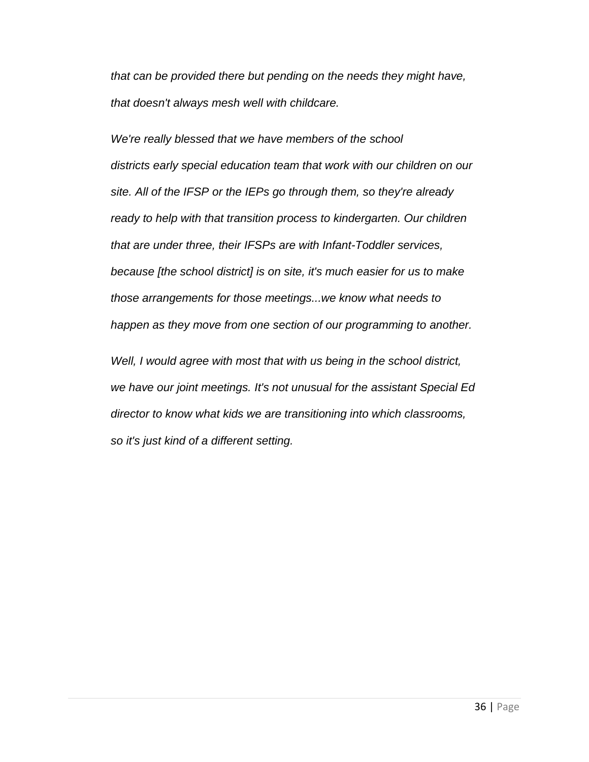*that can be provided there but pending on the needs they might have, that doesn't always mesh well with childcare.*

*We're really blessed that we have members of the school districts early special education team that work with our children on our site. All of the IFSP or the IEPs go through them, so they're already ready to help with that transition process to kindergarten. Our children that are under three, their IFSPs are with Infant-Toddler services, because [the school district] is on site, it's much easier for us to make those arrangements for those meetings...we know what needs to happen as they move from one section of our programming to another.*

*Well, I would agree with most that with us being in the school district, we have our joint meetings. It's not unusual for the assistant Special Ed director to know what kids we are transitioning into which classrooms, so it's just kind of a different setting.*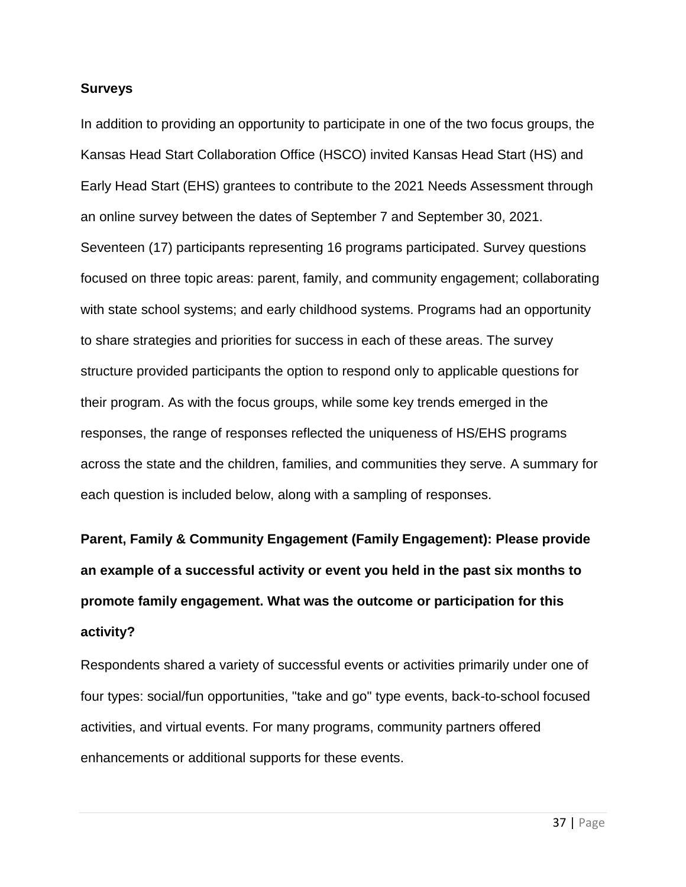## Surveys

In addition to providing an opportunity to participate in one of the two focus groups, the Kansas Head Start Collaboration Office (HSCO) invited Kansas Head Start (HS) and Early Head Start (EHS) grantees to contribute to the 2021 Needs Assessment through an online survey between the dates of September 7 and September 30, 2021. Seventeen (17) participants representing 16 programs participated. Survey questions focused on three topic areas: parent, family, and community engagement; collaborating with state school systems; and early childhood systems. Programs had an opportunity to share strategies and priorities for success in each of these areas. The survey structure provided participants the option to respond only to applicable questions for their program. As with the focus groups, while some key trends emerged in the responses, the range of responses reflected the uniqueness of HS/EHS programs across the state and the children, families, and communities they serve. A summary for each question is included below, along with a sampling of responses.

**Parent, Family & Community Engagement (Family Engagement): Please provide an example of a successful activity or event you held in the past six months to promote family engagement. What was the outcome or participation for this activity?**

Respondents shared a variety of successful events or activities primarily under one of four types: social/fun opportunities, "take and go" type events, back-to-school focused activities, and virtual events. For many programs, community partners offered enhancements or additional supports for these events.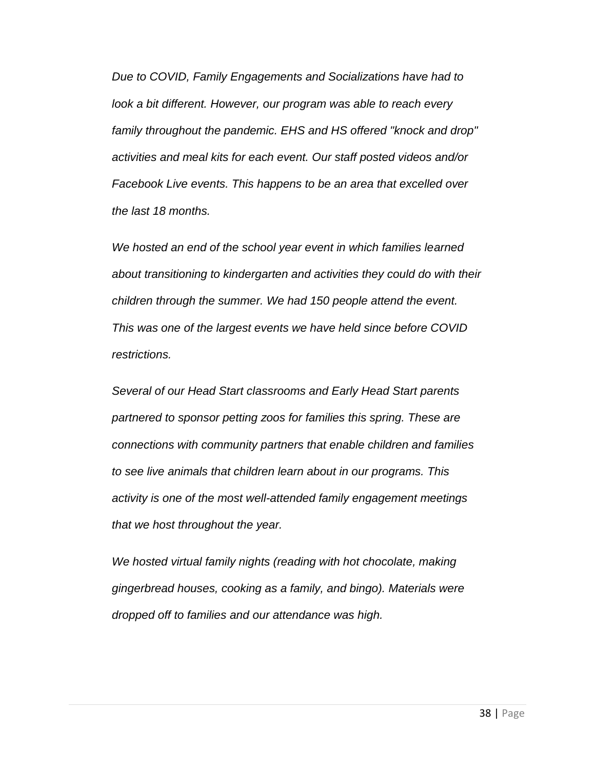*Due to COVID, Family Engagements and Socializations have had to look a bit different. However, our program was able to reach every family throughout the pandemic. EHS and HS offered "knock and drop" activities and meal kits for each event. Our staff posted videos and/or Facebook Live events. This happens to be an area that excelled over the last 18 months.*

*We hosted an end of the school year event in which families learned about transitioning to kindergarten and activities they could do with their children through the summer. We had 150 people attend the event. This was one of the largest events we have held since before COVID restrictions.*

*Several of our Head Start classrooms and Early Head Start parents partnered to sponsor petting zoos for families this spring. These are connections with community partners that enable children and families to see live animals that children learn about in our programs. This activity is one of the most well-attended family engagement meetings that we host throughout the year.*

*We hosted virtual family nights (reading with hot chocolate, making gingerbread houses, cooking as a family, and bingo). Materials were dropped off to families and our attendance was high.*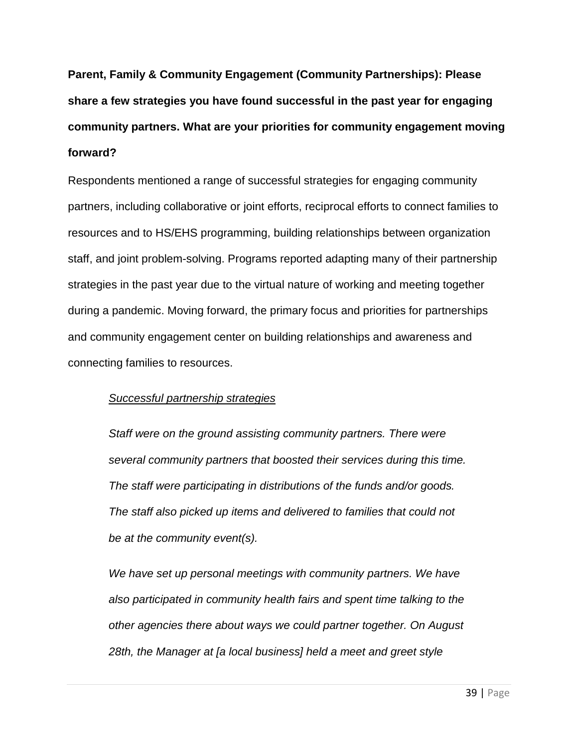**Parent, Family & Community Engagement (Community Partnerships): Please share a few strategies you have found successful in the past year for engaging community partners. What are your priorities for community engagement moving forward?**

Respondents mentioned a range of successful strategies for engaging community partners, including collaborative or joint efforts, reciprocal efforts to connect families to resources and to HS/EHS programming, building relationships between organization staff, and joint problem-solving. Programs reported adapting many of their partnership strategies in the past year due to the virtual nature of working and meeting together during a pandemic. Moving forward, the primary focus and priorities for partnerships and community engagement center on building relationships and awareness and connecting families to resources.

> <u>*Successful partnership strategies*</u>
>
> *Staff were on the ground assisting community partners. There were several community partners that boosted their services during this time. The staff were participating in distributions of the funds and/or goods. The staff also picked up items and delivered to families that could not be at the community event(s).*
>
> *We have set up personal meetings with community partners. We have also participated in community health fairs and spent time talking to the other agencies there about ways we could partner together. On August 28th, the Manager at [a local business] held a meet and greet style*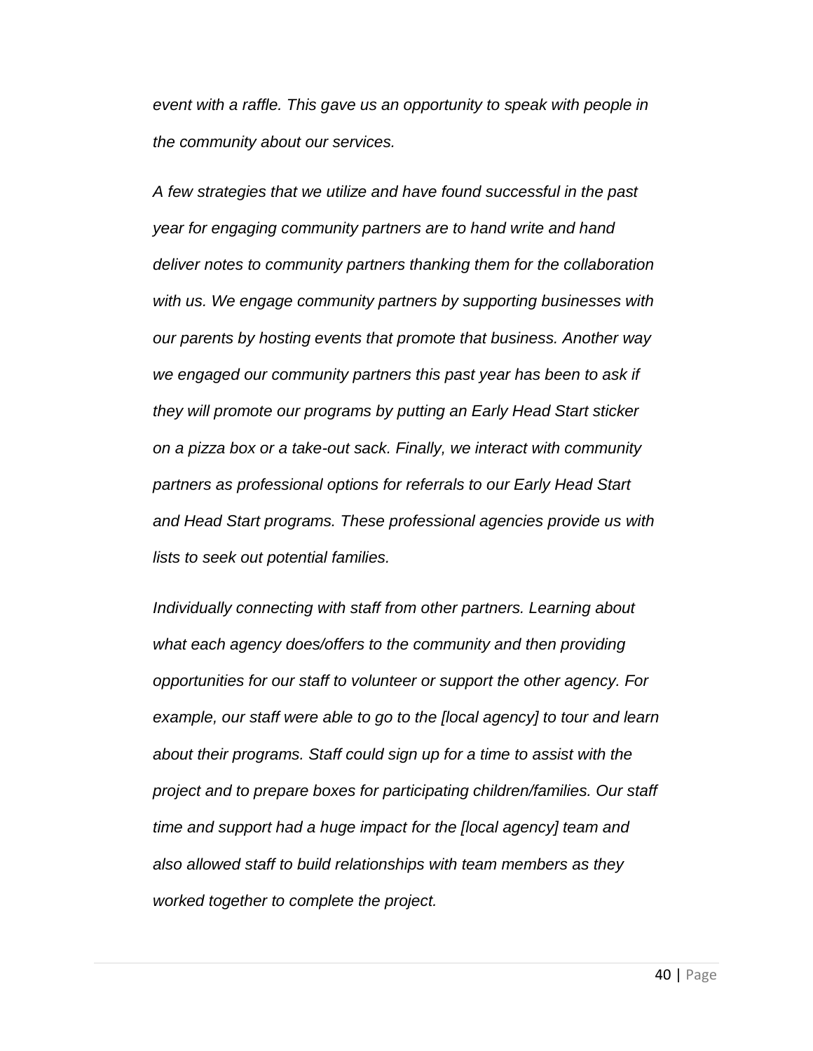*event with a raffle. This gave us an opportunity to speak with people in the community about our services.*

*A few strategies that we utilize and have found successful in the past year for engaging community partners are to hand write and hand deliver notes to community partners thanking them for the collaboration with us. We engage community partners by supporting businesses with our parents by hosting events that promote that business. Another way we engaged our community partners this past year has been to ask if they will promote our programs by putting an Early Head Start sticker on a pizza box or a take-out sack. Finally, we interact with community partners as professional options for referrals to our Early Head Start and Head Start programs. These professional agencies provide us with lists to seek out potential families.*

*Individually connecting with staff from other partners. Learning about what each agency does/offers to the community and then providing opportunities for our staff to volunteer or support the other agency. For example, our staff were able to go to the [local agency] to tour and learn about their programs. Staff could sign up for a time to assist with the project and to prepare boxes for participating children/families. Our staff time and support had a huge impact for the [local agency] team and also allowed staff to build relationships with team members as they worked together to complete the project.*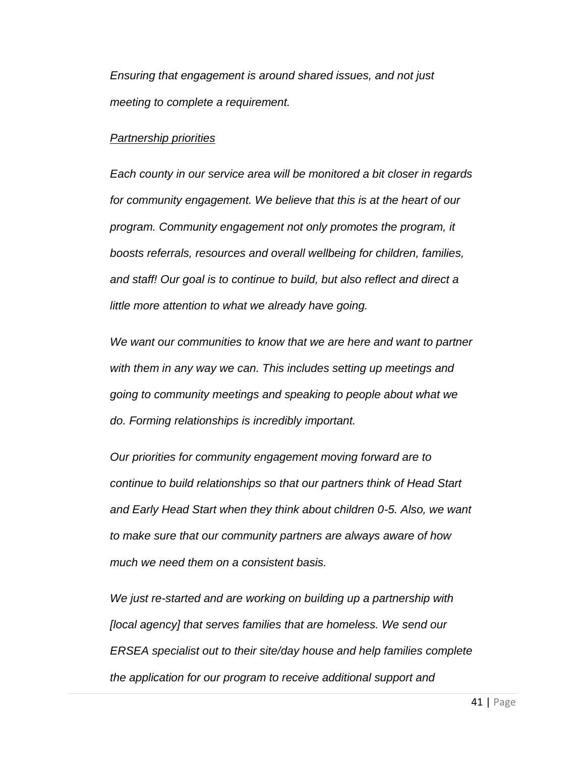*Ensuring that engagement is around shared issues, and not just meeting to complete a requirement.*

*Partnership priorities*

*Each county in our service area will be monitored a bit closer in regards for community engagement. We believe that this is at the heart of our program. Community engagement not only promotes the program, it boosts referrals, resources and overall wellbeing for children, families, and staff! Our goal is to continue to build, but also reflect and direct a little more attention to what we already have going.*

*We want our communities to know that we are here and want to partner with them in any way we can. This includes setting up meetings and going to community meetings and speaking to people about what we do. Forming relationships is incredibly important.*

*Our priorities for community engagement moving forward are to continue to build relationships so that our partners think of Head Start and Early Head Start when they think about children 0-5. Also, we want to make sure that our community partners are always aware of how much we need them on a consistent basis.*

*We just re-started and are working on building up a partnership with [local agency] that serves families that are homeless. We send our ERSEA specialist out to their site/day house and help families complete the application for our program to receive additional support and*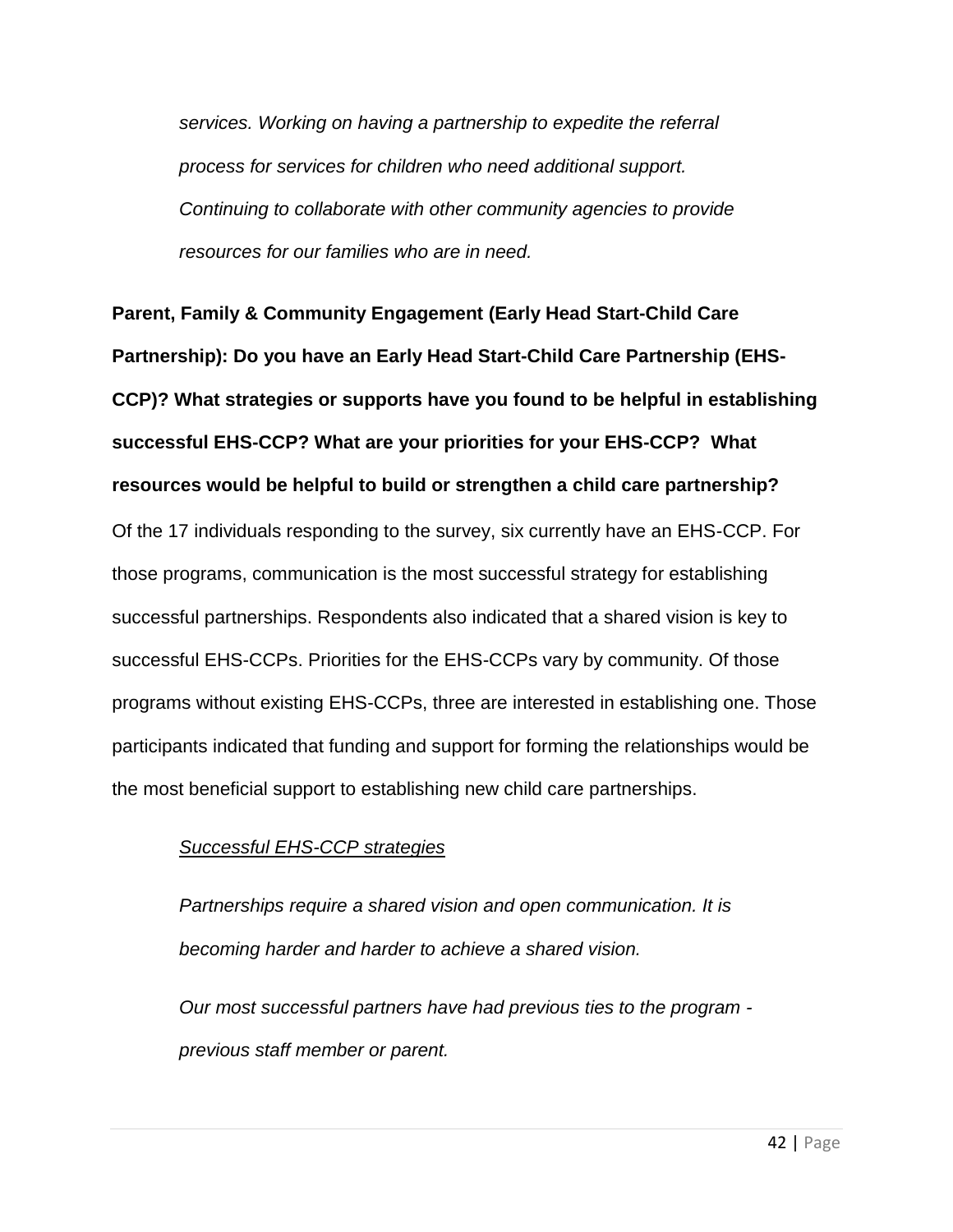*services. Working on having a partnership to expedite the referral process for services for children who need additional support. Continuing to collaborate with other community agencies to provide resources for our families who are in need.*

**Parent, Family & Community Engagement (Early Head Start-Child Care Partnership): Do you have an Early Head Start-Child Care Partnership (EHS-CCP)? What strategies or supports have you found to be helpful in establishing successful EHS-CCP? What are your priorities for your EHS-CCP? What resources would be helpful to build or strengthen a child care partnership?**

Of the 17 individuals responding to the survey, six currently have an EHS-CCP. For those programs, communication is the most successful strategy for establishing successful partnerships. Respondents also indicated that a shared vision is key to successful EHS-CCPs. Priorities for the EHS-CCPs vary by community. Of those programs without existing EHS-CCPs, three are interested in establishing one. Those participants indicated that funding and support for forming the relationships would be the most beneficial support to establishing new child care partnerships.

*Successful EHS-CCP strategies*

*Partnerships require a shared vision and open communication. It is becoming harder and harder to achieve a shared vision.*

*Our most successful partners have had previous ties to the program - previous staff member or parent.*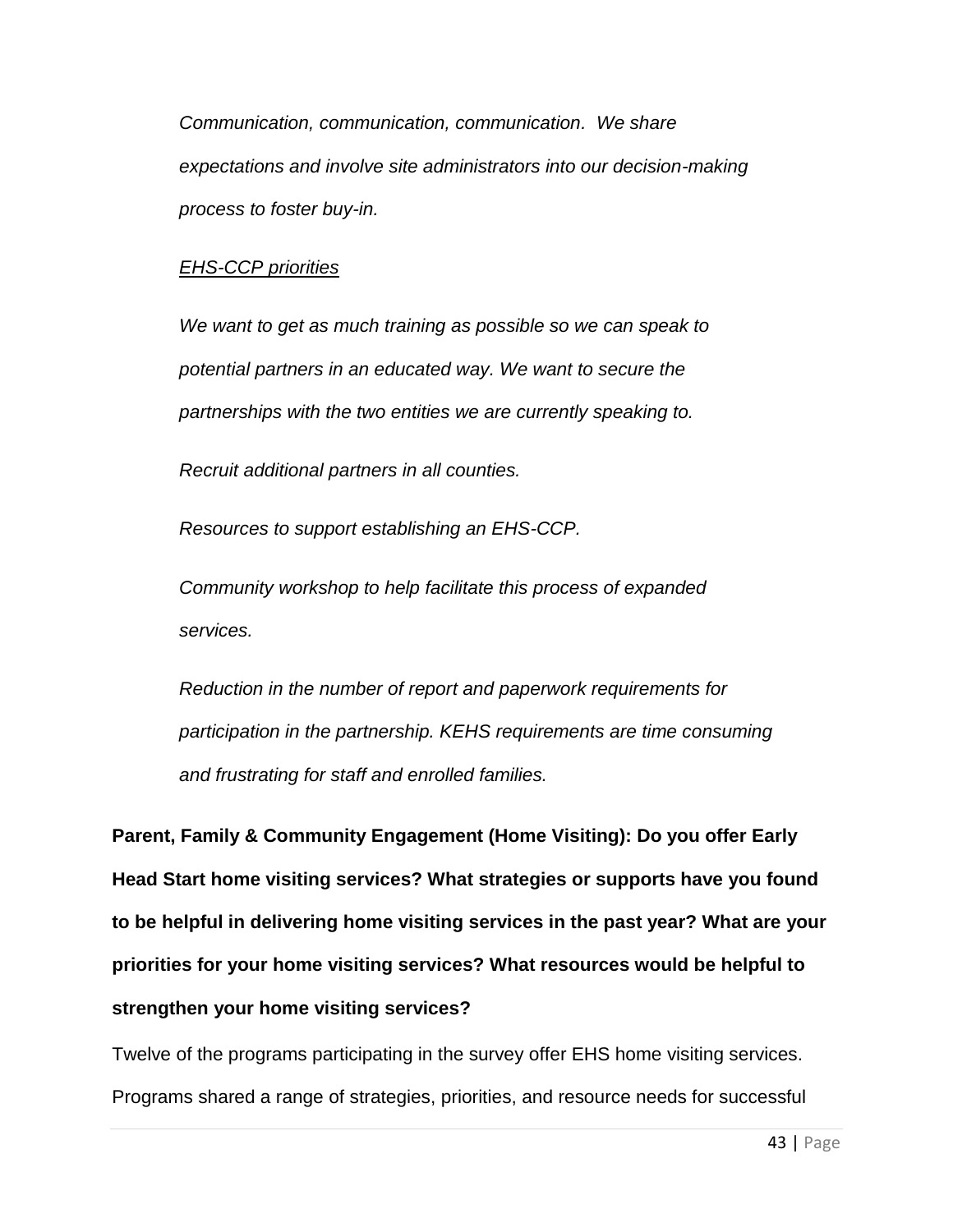*Communication, communication, communication. We share expectations and involve site administrators into our decision-making process to foster buy-in.*

*<u>EHS-CCP priorities</u>*

*We want to get as much training as possible so we can speak to potential partners in an educated way. We want to secure the partnerships with the two entities we are currently speaking to.*

*Recruit additional partners in all counties.*

*Resources to support establishing an EHS-CCP.*

*Community workshop to help facilitate this process of expanded services.*

*Reduction in the number of report and paperwork requirements for participation in the partnership. KEHS requirements are time consuming and frustrating for staff and enrolled families.*

**Parent, Family & Community Engagement (Home Visiting): Do you offer Early Head Start home visiting services? What strategies or supports have you found to be helpful in delivering home visiting services in the past year? What are your priorities for your home visiting services? What resources would be helpful to strengthen your home visiting services?**

Twelve of the programs participating in the survey offer EHS home visiting services. Programs shared a range of strategies, priorities, and resource needs for successful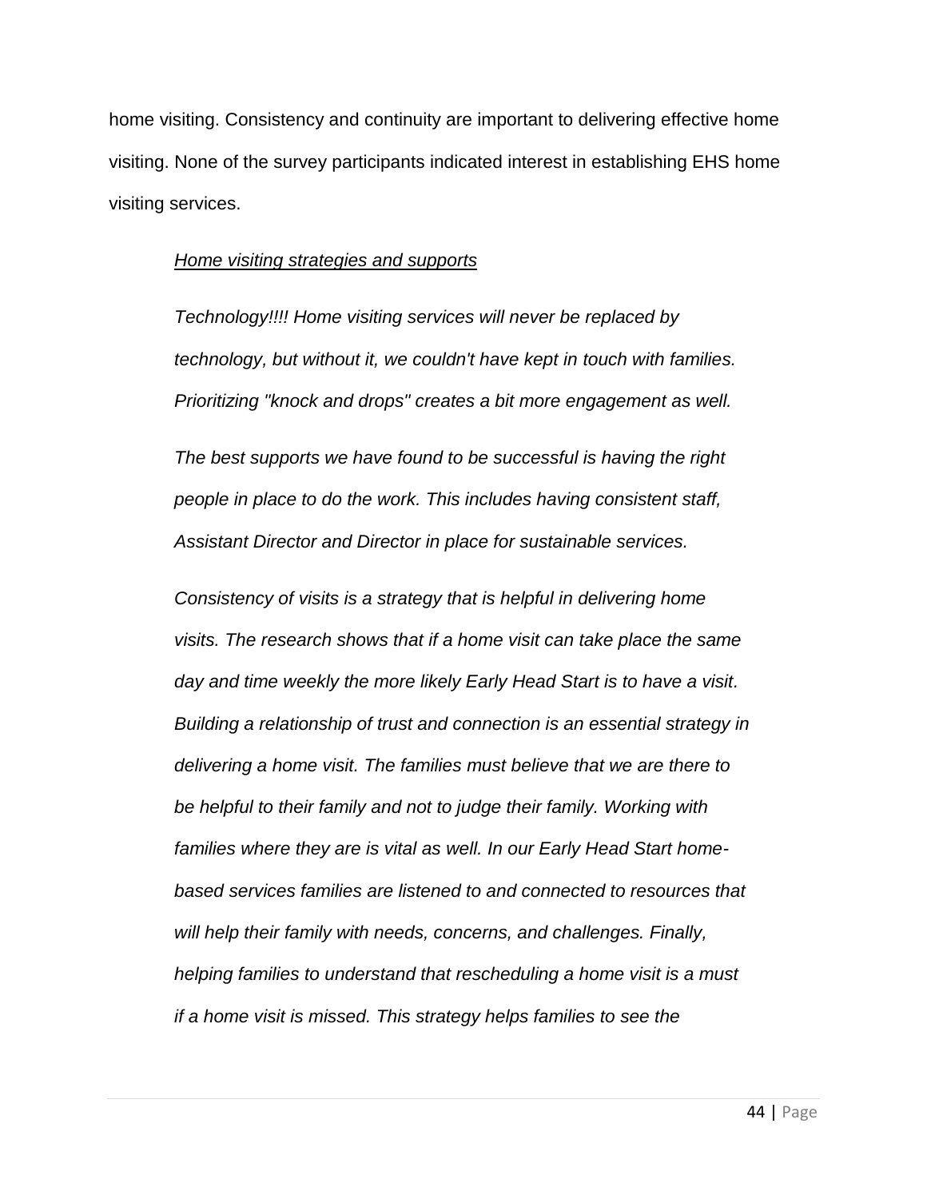home visiting. Consistency and continuity are important to delivering effective home visiting. None of the survey participants indicated interest in establishing EHS home visiting services.

<u>*Home visiting strategies and supports*</u>

> *Technology!!!! Home visiting services will never be replaced by technology, but without it, we couldn't have kept in touch with families. Prioritizing "knock and drops" creates a bit more engagement as well.*
>
> *The best supports we have found to be successful is having the right people in place to do the work. This includes having consistent staff, Assistant Director and Director in place for sustainable services.*
>
> *Consistency of visits is a strategy that is helpful in delivering home visits. The research shows that if a home visit can take place the same day and time weekly the more likely Early Head Start is to have a visit. Building a relationship of trust and connection is an essential strategy in delivering a home visit. The families must believe that we are there to be helpful to their family and not to judge their family. Working with families where they are is vital as well. In our Early Head Start home-based services families are listened to and connected to resources that will help their family with needs, concerns, and challenges. Finally, helping families to understand that rescheduling a home visit is a must if a home visit is missed. This strategy helps families to see the*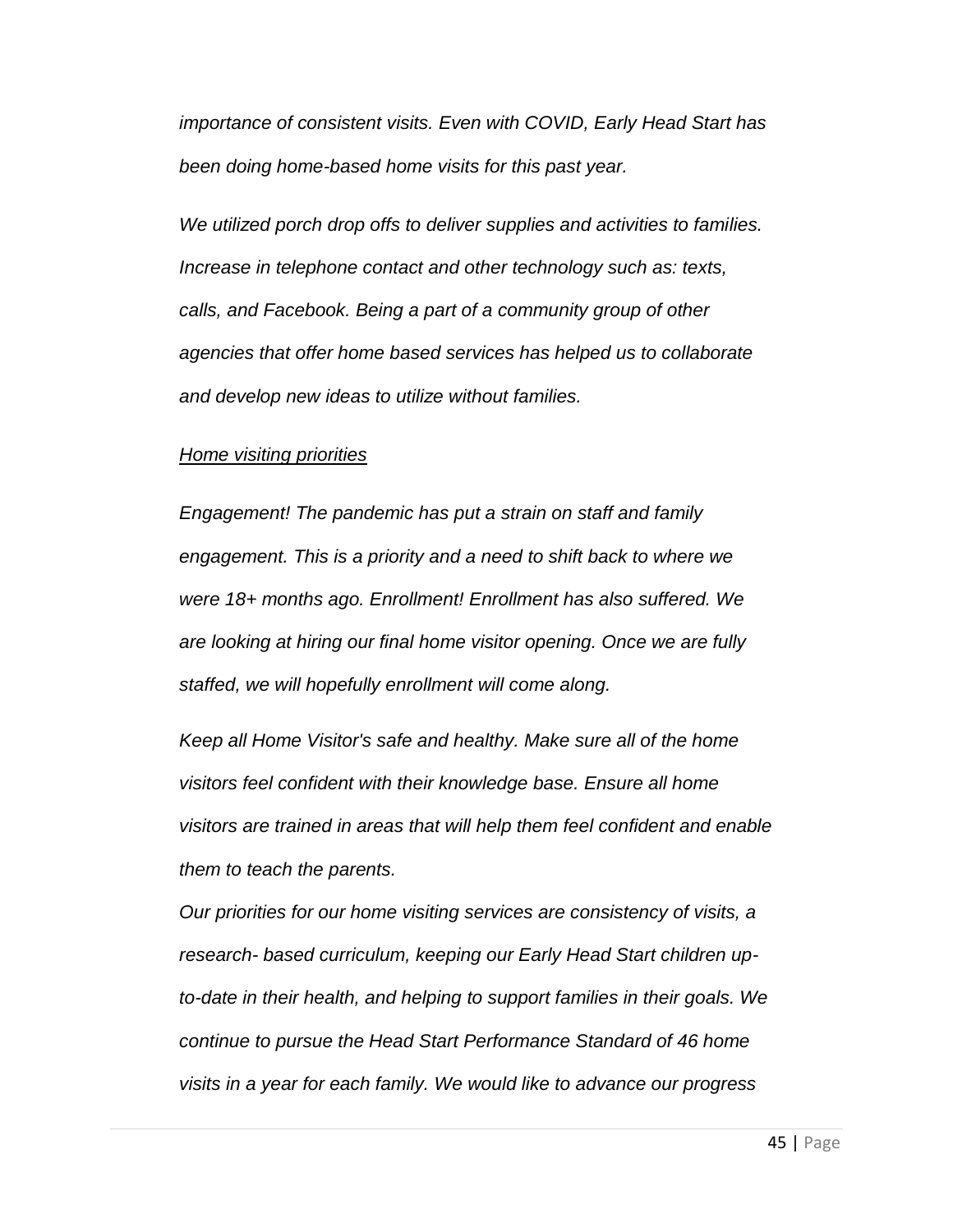*importance of consistent visits. Even with COVID, Early Head Start has been doing home-based home visits for this past year.*

*We utilized porch drop offs to deliver supplies and activities to families. Increase in telephone contact and other technology such as: texts, calls, and Facebook. Being a part of a community group of other agencies that offer home based services has helped us to collaborate and develop new ideas to utilize without families.*

<u>*Home visiting priorities*</u>

*Engagement! The pandemic has put a strain on staff and family engagement. This is a priority and a need to shift back to where we were 18+ months ago. Enrollment! Enrollment has also suffered. We are looking at hiring our final home visitor opening. Once we are fully staffed, we will hopefully enrollment will come along.*

*Keep all Home Visitor's safe and healthy. Make sure all of the home visitors feel confident with their knowledge base. Ensure all home visitors are trained in areas that will help them feel confident and enable them to teach the parents.*

*Our priorities for our home visiting services are consistency of visits, a research- based curriculum, keeping our Early Head Start children up-to-date in their health, and helping to support families in their goals. We continue to pursue the Head Start Performance Standard of 46 home visits in a year for each family. We would like to advance our progress*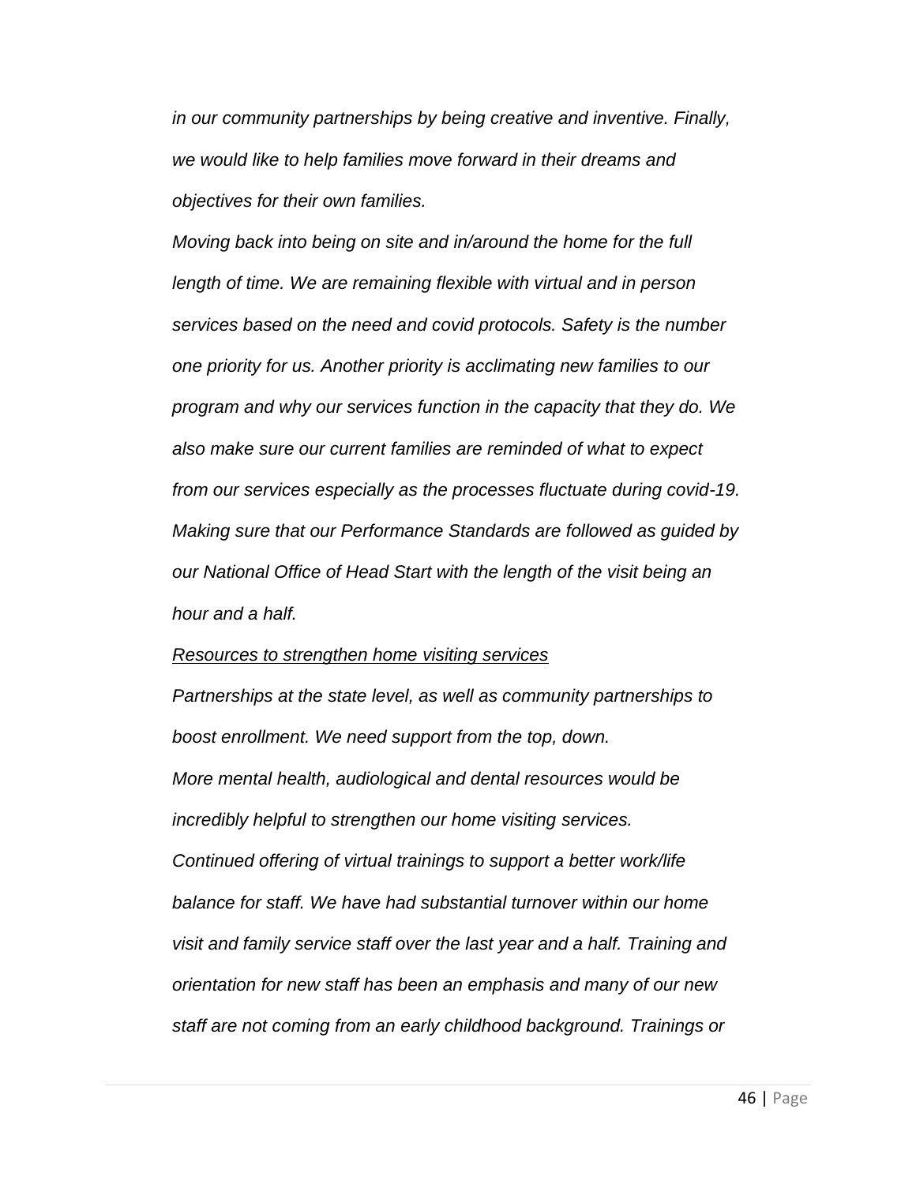*in our community partnerships by being creative and inventive. Finally, we would like to help families move forward in their dreams and objectives for their own families.*

*Moving back into being on site and in/around the home for the full length of time. We are remaining flexible with virtual and in person services based on the need and covid protocols. Safety is the number one priority for us. Another priority is acclimating new families to our program and why our services function in the capacity that they do. We also make sure our current families are reminded of what to expect from our services especially as the processes fluctuate during covid-19. Making sure that our Performance Standards are followed as guided by our National Office of Head Start with the length of the visit being an hour and a half.*

*Resources to strengthen home visiting services*

*Partnerships at the state level, as well as community partnerships to boost enrollment. We need support from the top, down.*

*More mental health, audiological and dental resources would be incredibly helpful to strengthen our home visiting services.*

*Continued offering of virtual trainings to support a better work/life balance for staff. We have had substantial turnover within our home visit and family service staff over the last year and a half. Training and orientation for new staff has been an emphasis and many of our new staff are not coming from an early childhood background. Trainings or*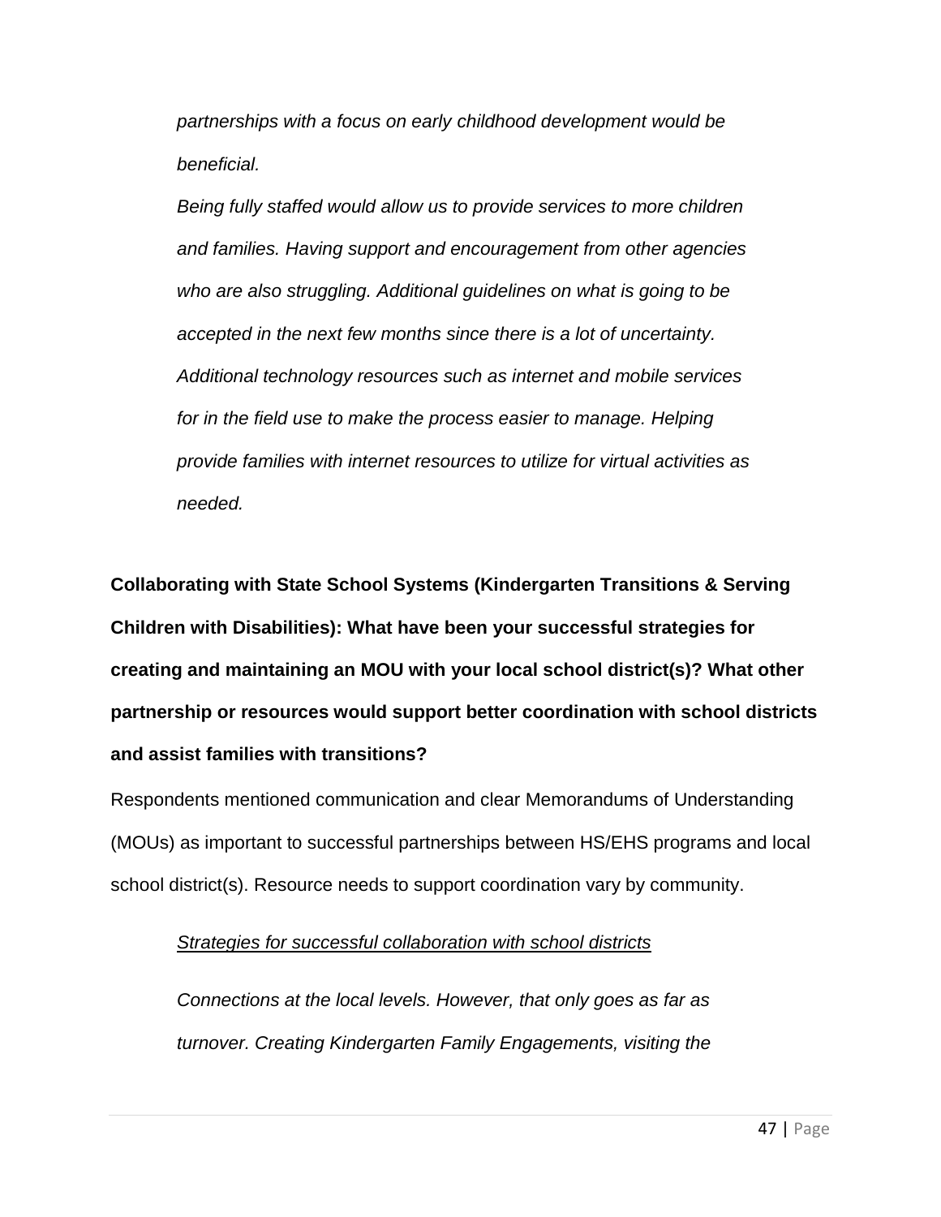*partnerships with a focus on early childhood development would be beneficial.*

*Being fully staffed would allow us to provide services to more children and families. Having support and encouragement from other agencies who are also struggling. Additional guidelines on what is going to be accepted in the next few months since there is a lot of uncertainty. Additional technology resources such as internet and mobile services for in the field use to make the process easier to manage. Helping provide families with internet resources to utilize for virtual activities as needed.*

**Collaborating with State School Systems (Kindergarten Transitions & Serving Children with Disabilities): What have been your successful strategies for creating and maintaining an MOU with your local school district(s)? What other partnership or resources would support better coordination with school districts and assist families with transitions?**

Respondents mentioned communication and clear Memorandums of Understanding (MOUs) as important to successful partnerships between HS/EHS programs and local school district(s). Resource needs to support coordination vary by community.

<u>Strategies for successful collaboration with school districts</u>

*Connections at the local levels. However, that only goes as far as turnover. Creating Kindergarten Family Engagements, visiting the*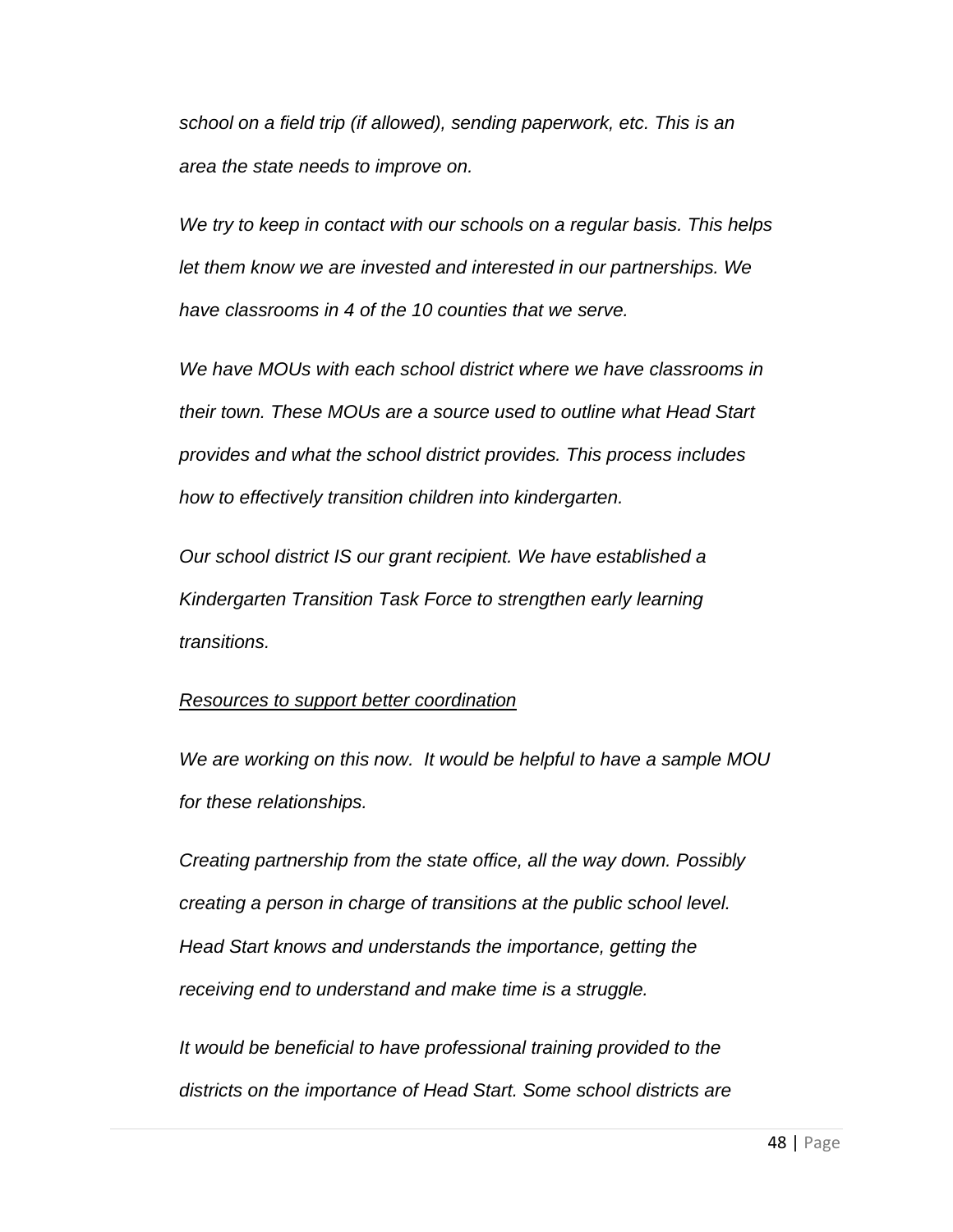*school on a field trip (if allowed), sending paperwork, etc. This is an area the state needs to improve on.*

*We try to keep in contact with our schools on a regular basis. This helps let them know we are invested and interested in our partnerships. We have classrooms in 4 of the 10 counties that we serve.*

*We have MOUs with each school district where we have classrooms in their town. These MOUs are a source used to outline what Head Start provides and what the school district provides. This process includes how to effectively transition children into kindergarten.*

*Our school district IS our grant recipient. We have established a Kindergarten Transition Task Force to strengthen early learning transitions.*

*<u>Resources to support better coordination</u>*

*We are working on this now. It would be helpful to have a sample MOU for these relationships.*

*Creating partnership from the state office, all the way down. Possibly creating a person in charge of transitions at the public school level. Head Start knows and understands the importance, getting the receiving end to understand and make time is a struggle.*

*It would be beneficial to have professional training provided to the districts on the importance of Head Start. Some school districts are*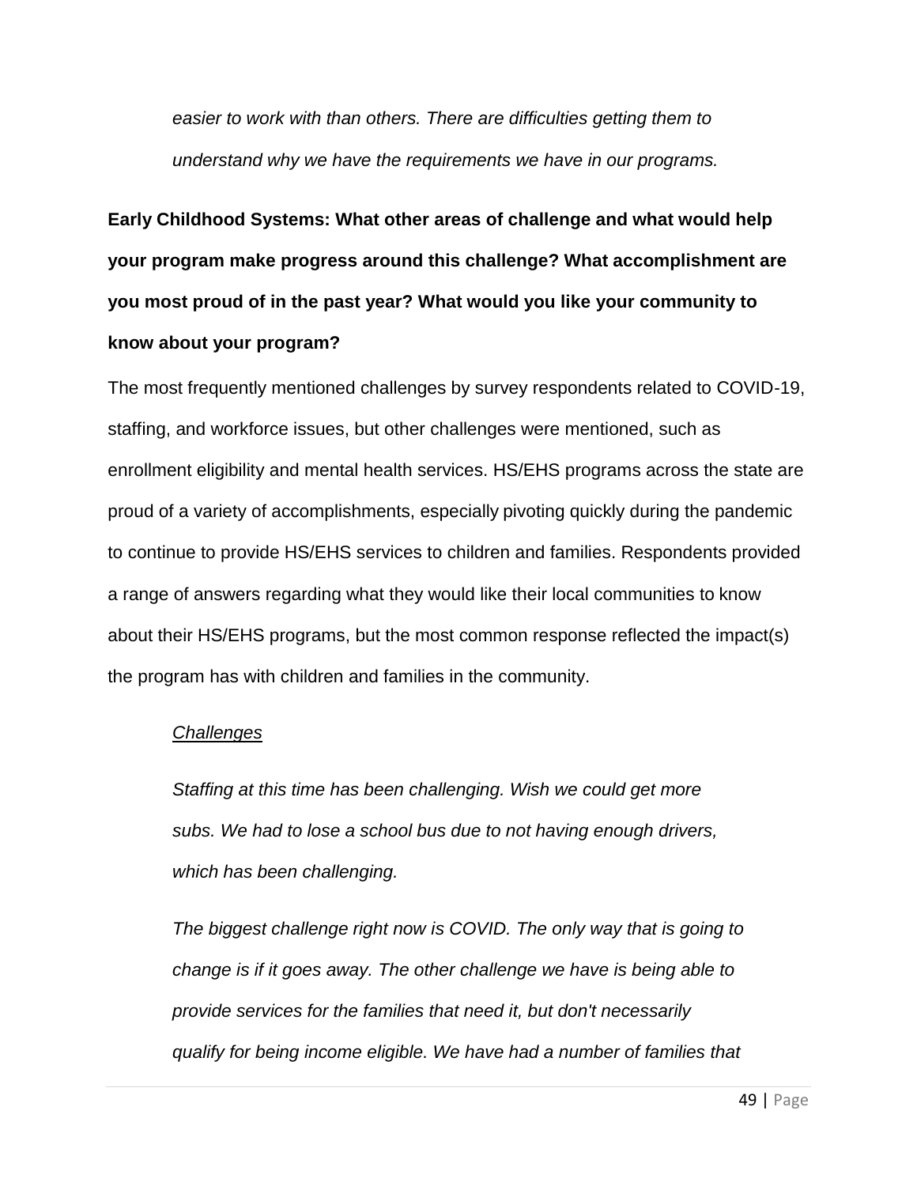*easier to work with than others. There are difficulties getting them to understand why we have the requirements we have in our programs.*

**Early Childhood Systems: What other areas of challenge and what would help your program make progress around this challenge? What accomplishment are you most proud of in the past year? What would you like your community to know about your program?**

The most frequently mentioned challenges by survey respondents related to COVID-19, staffing, and workforce issues, but other challenges were mentioned, such as enrollment eligibility and mental health services. HS/EHS programs across the state are proud of a variety of accomplishments, especially pivoting quickly during the pandemic to continue to provide HS/EHS services to children and families. Respondents provided a range of answers regarding what they would like their local communities to know about their HS/EHS programs, but the most common response reflected the impact(s) the program has with children and families in the community.

*Challenges*

*Staffing at this time has been challenging. Wish we could get more subs. We had to lose a school bus due to not having enough drivers, which has been challenging.*

*The biggest challenge right now is COVID. The only way that is going to change is if it goes away. The other challenge we have is being able to provide services for the families that need it, but don't necessarily qualify for being income eligible. We have had a number of families that*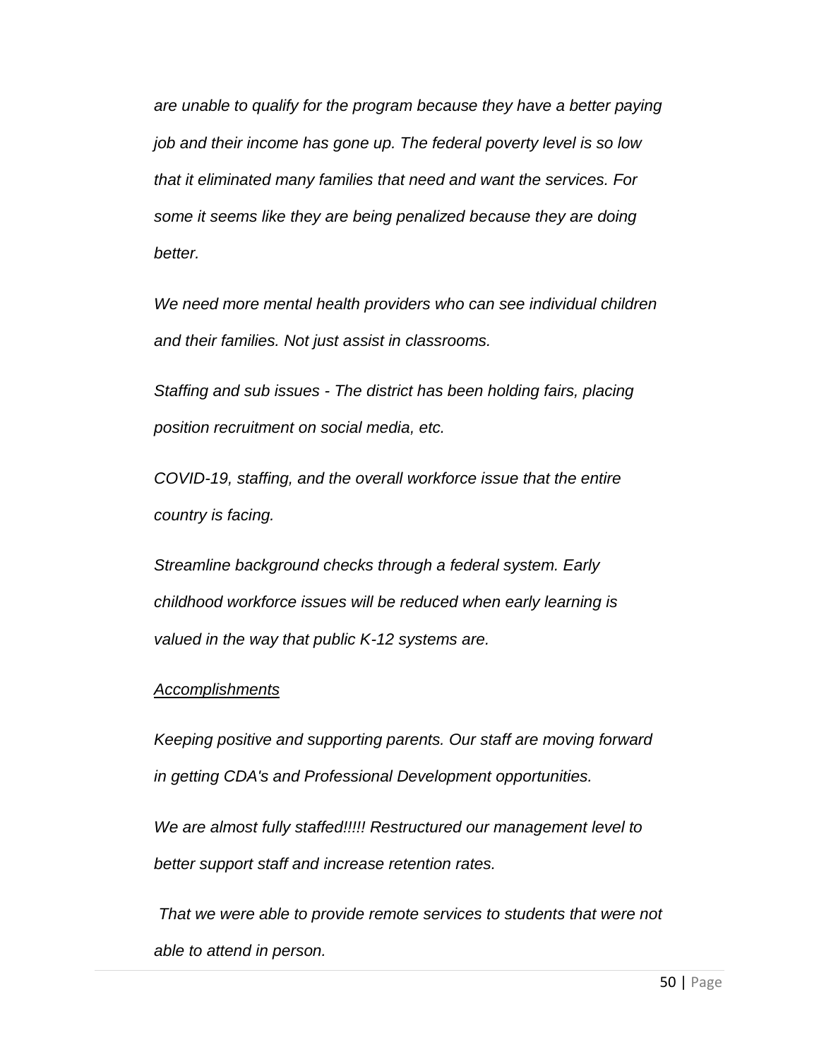*are unable to qualify for the program because they have a better paying job and their income has gone up. The federal poverty level is so low that it eliminated many families that need and want the services. For some it seems like they are being penalized because they are doing better.*

*We need more mental health providers who can see individual children and their families. Not just assist in classrooms.*

*Staffing and sub issues - The district has been holding fairs, placing position recruitment on social media, etc.*

*COVID-19, staffing, and the overall workforce issue that the entire country is facing.*

*Streamline background checks through a federal system. Early childhood workforce issues will be reduced when early learning is valued in the way that public K-12 systems are.*

*Accomplishments*

*Keeping positive and supporting parents. Our staff are moving forward in getting CDA's and Professional Development opportunities.*

*We are almost fully staffed!!!!! Restructured our management level to better support staff and increase retention rates.*

*That we were able to provide remote services to students that were not able to attend in person.*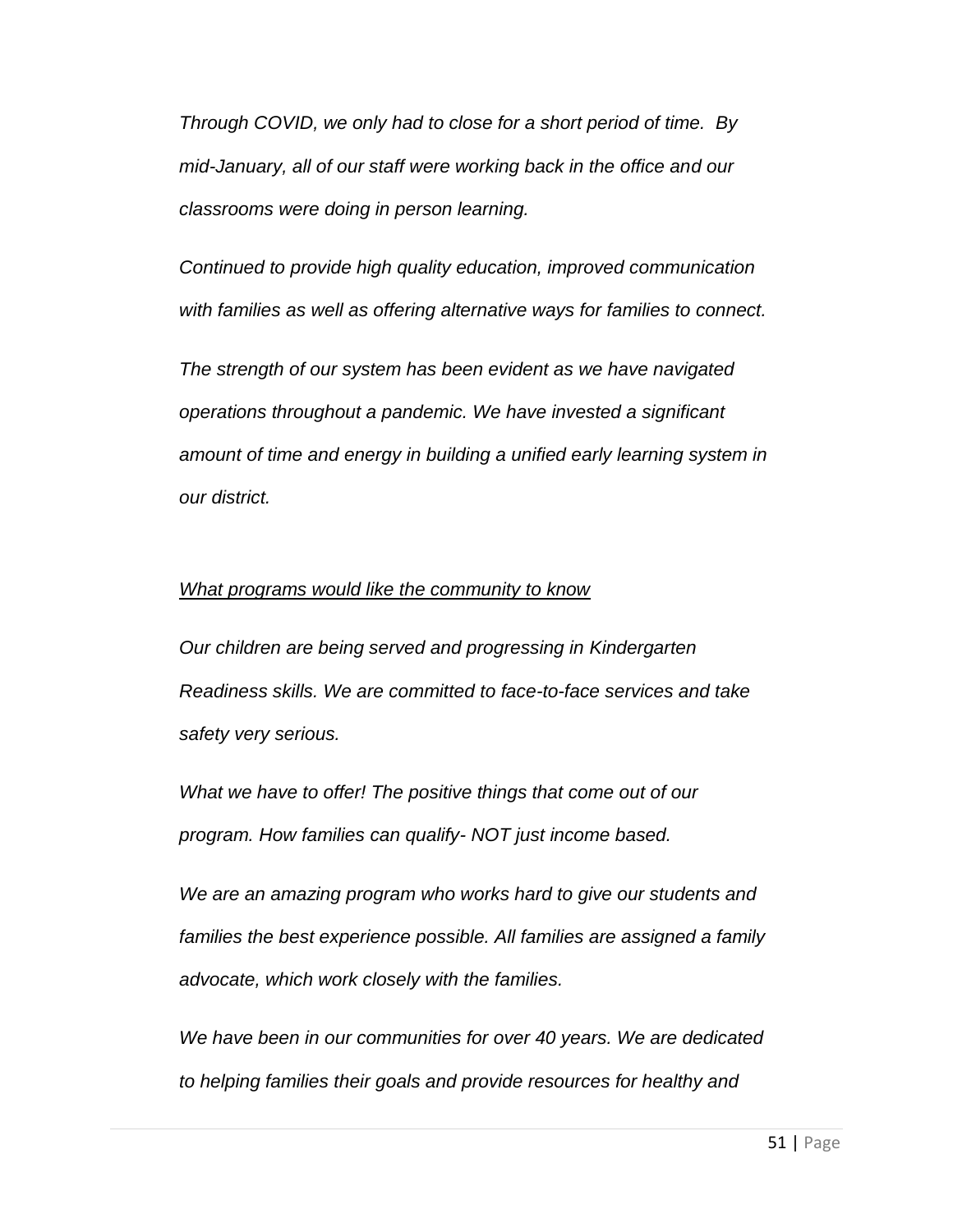*Through COVID, we only had to close for a short period of time. By mid-January, all of our staff were working back in the office and our classrooms were doing in person learning.*

*Continued to provide high quality education, improved communication with families as well as offering alternative ways for families to connect.*

*The strength of our system has been evident as we have navigated operations throughout a pandemic. We have invested a significant amount of time and energy in building a unified early learning system in our district.*

<u>What programs would like the community to know</u>

*Our children are being served and progressing in Kindergarten Readiness skills. We are committed to face-to-face services and take safety very serious.*

*What we have to offer! The positive things that come out of our program. How families can qualify- NOT just income based.*

*We are an amazing program who works hard to give our students and families the best experience possible. All families are assigned a family advocate, which work closely with the families.*

*We have been in our communities for over 40 years. We are dedicated to helping families their goals and provide resources for healthy and*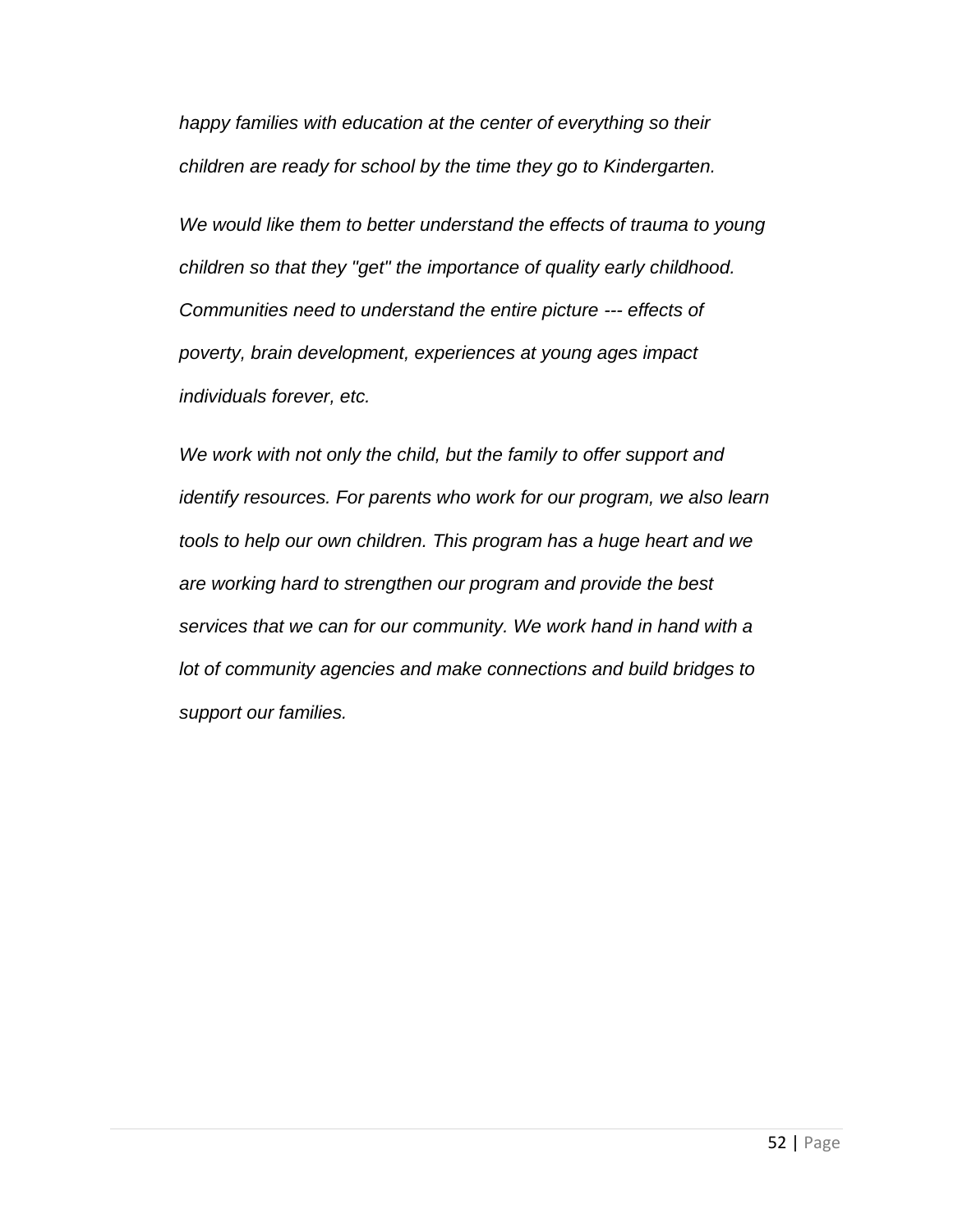*happy families with education at the center of everything so their children are ready for school by the time they go to Kindergarten.*

*We would like them to better understand the effects of trauma to young children so that they "get" the importance of quality early childhood. Communities need to understand the entire picture --- effects of poverty, brain development, experiences at young ages impact individuals forever, etc.*

*We work with not only the child, but the family to offer support and identify resources. For parents who work for our program, we also learn tools to help our own children. This program has a huge heart and we are working hard to strengthen our program and provide the best services that we can for our community. We work hand in hand with a lot of community agencies and make connections and build bridges to support our families.*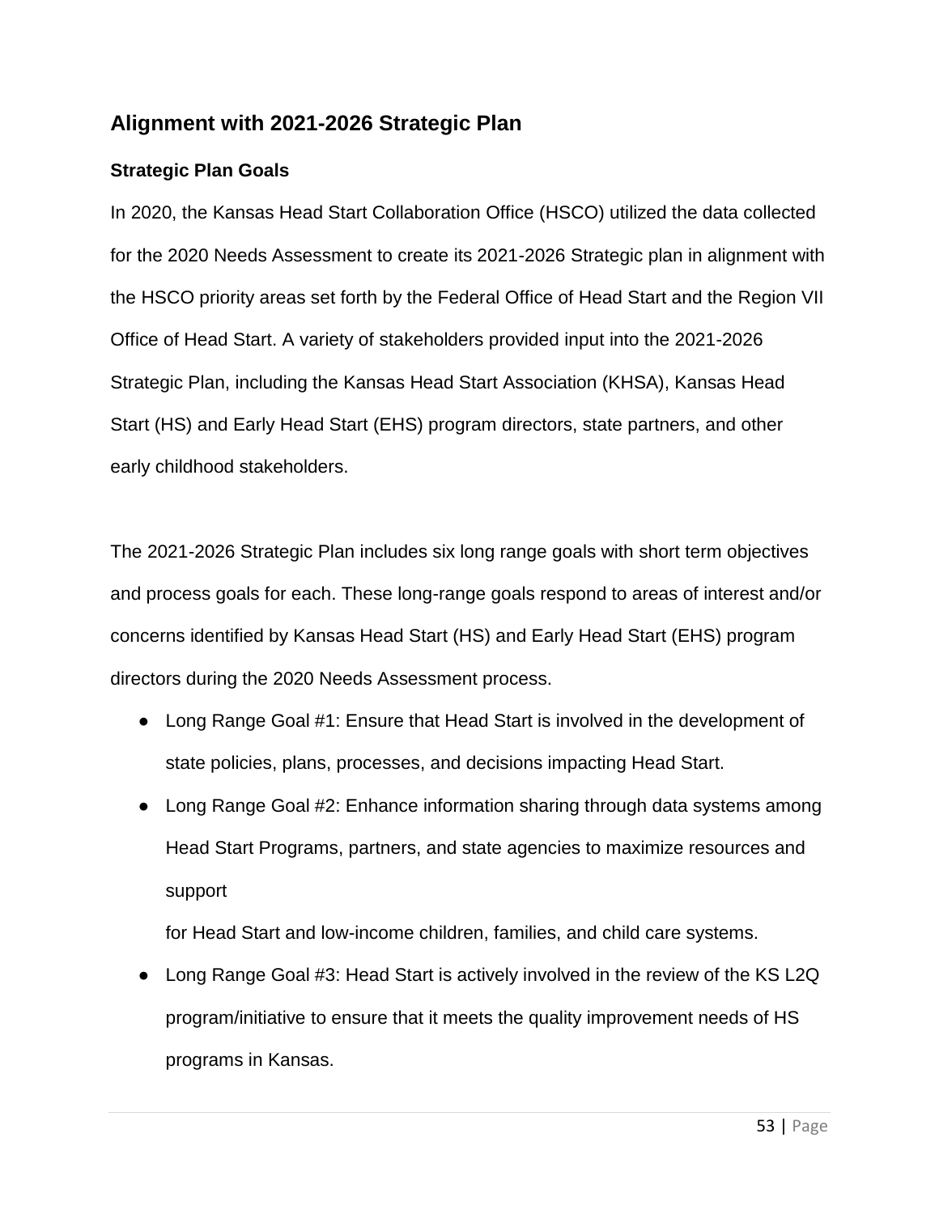## Alignment with 2021-2026 Strategic Plan

### Strategic Plan Goals

In 2020, the Kansas Head Start Collaboration Office (HSCO) utilized the data collected for the 2020 Needs Assessment to create its 2021-2026 Strategic plan in alignment with the HSCO priority areas set forth by the Federal Office of Head Start and the Region VII Office of Head Start. A variety of stakeholders provided input into the 2021-2026 Strategic Plan, including the Kansas Head Start Association (KHSA), Kansas Head Start (HS) and Early Head Start (EHS) program directors, state partners, and other early childhood stakeholders.

The 2021-2026 Strategic Plan includes six long range goals with short term objectives and process goals for each. These long-range goals respond to areas of interest and/or concerns identified by Kansas Head Start (HS) and Early Head Start (EHS) program directors during the 2020 Needs Assessment process.

- Long Range Goal #1: Ensure that Head Start is involved in the development of state policies, plans, processes, and decisions impacting Head Start.
- Long Range Goal #2: Enhance information sharing through data systems among Head Start Programs, partners, and state agencies to maximize resources and support for Head Start and low-income children, families, and child care systems.
- Long Range Goal #3: Head Start is actively involved in the review of the KS L2Q program/initiative to ensure that it meets the quality improvement needs of HS programs in Kansas.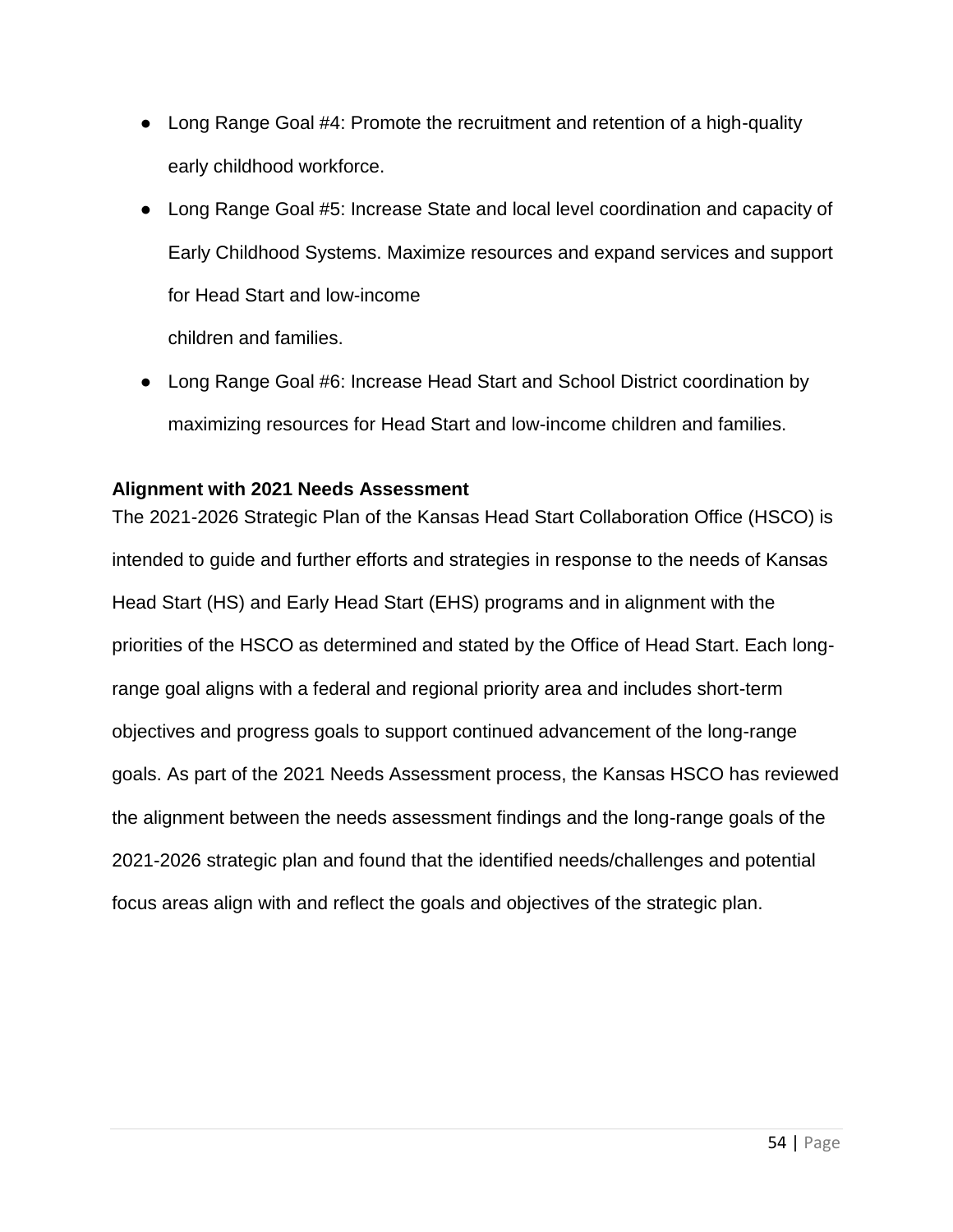- Long Range Goal #4: Promote the recruitment and retention of a high-quality early childhood workforce.
- Long Range Goal #5: Increase State and local level coordination and capacity of Early Childhood Systems. Maximize resources and expand services and support for Head Start and low-income children and families.
- Long Range Goal #6: Increase Head Start and School District coordination by maximizing resources for Head Start and low-income children and families.

**Alignment with 2021 Needs Assessment**

The 2021-2026 Strategic Plan of the Kansas Head Start Collaboration Office (HSCO) is intended to guide and further efforts and strategies in response to the needs of Kansas Head Start (HS) and Early Head Start (EHS) programs and in alignment with the priorities of the HSCO as determined and stated by the Office of Head Start. Each long-range goal aligns with a federal and regional priority area and includes short-term objectives and progress goals to support continued advancement of the long-range goals. As part of the 2021 Needs Assessment process, the Kansas HSCO has reviewed the alignment between the needs assessment findings and the long-range goals of the 2021-2026 strategic plan and found that the identified needs/challenges and potential focus areas align with and reflect the goals and objectives of the strategic plan.